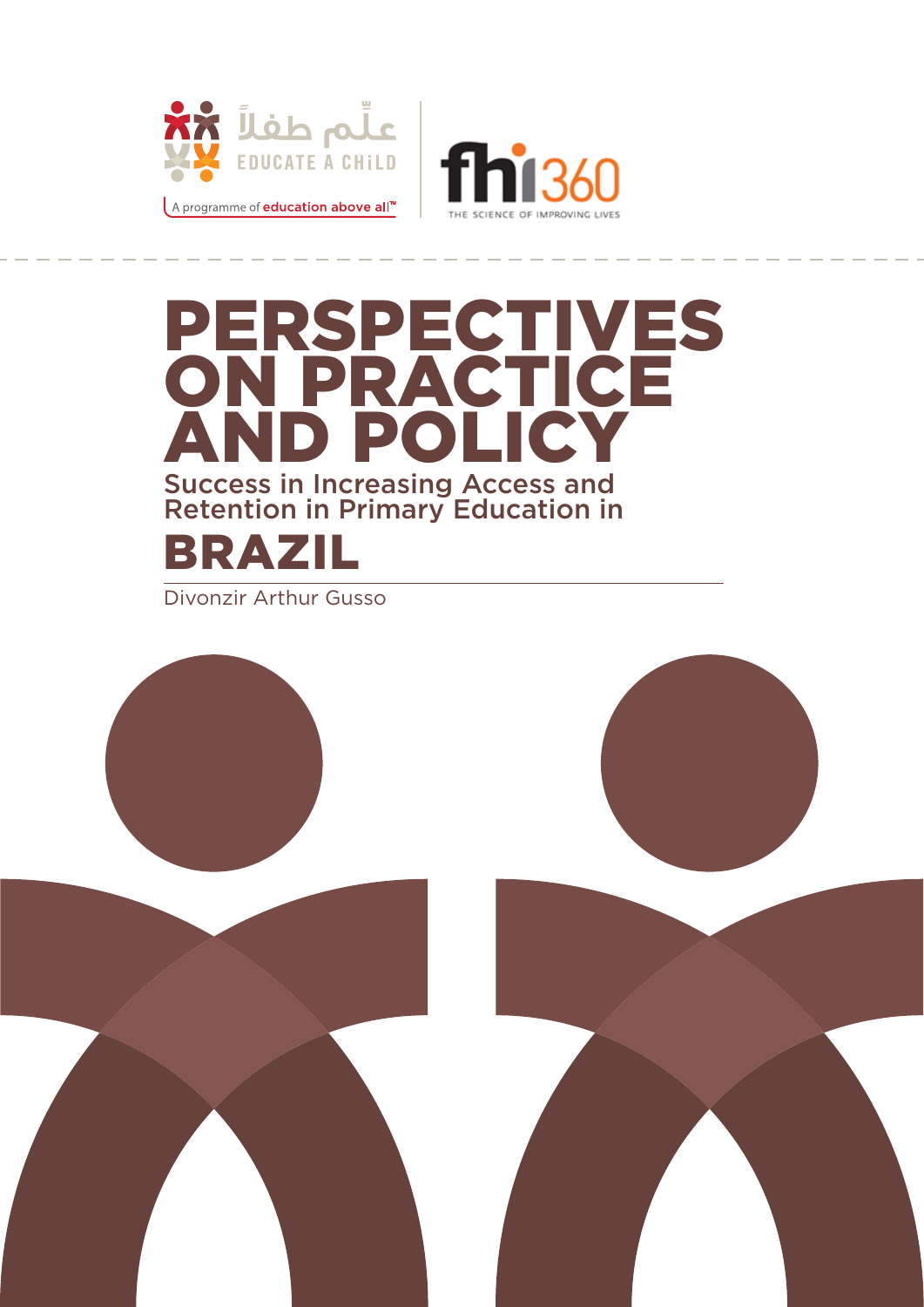علّم طفلاً

EDUCATE A CHiLD

A programme of education above all™

fhi360

THE SCIENCE OF IMPROVING LIVES

# PERSPECTIVES ON PRACTICE AND POLICY

## Success in Increasing Access and Retention in Primary Education in

# BRAZIL

Divonzir Arthur Gusso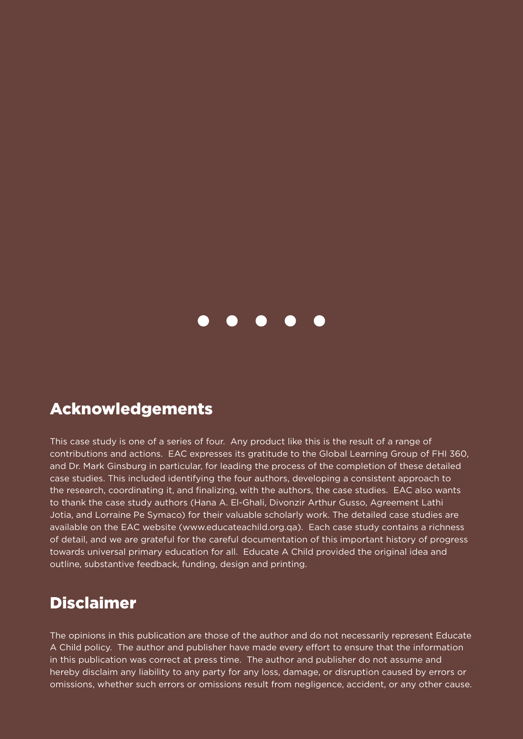## Acknowledgements

This case study is one of a series of four. Any product like this is the result of a range of contributions and actions. EAC expresses its gratitude to the Global Learning Group of FHI 360, and Dr. Mark Ginsburg in particular, for leading the process of the completion of these detailed case studies. This included identifying the four authors, developing a consistent approach to the research, coordinating it, and finalizing, with the authors, the case studies. EAC also wants to thank the case study authors (Hana A. El-Ghali, Divonzir Arthur Gusso, Agreement Lathi Jotia, and Lorraine Pe Symaco) for their valuable scholarly work. The detailed case studies are available on the EAC website (www.educateachild.org.qa). Each case study contains a richness of detail, and we are grateful for the careful documentation of this important history of progress towards universal primary education for all. Educate A Child provided the original idea and outline, substantive feedback, funding, design and printing.

## Disclaimer

The opinions in this publication are those of the author and do not necessarily represent Educate A Child policy. The author and publisher have made every effort to ensure that the information in this publication was correct at press time. The author and publisher do not assume and hereby disclaim any liability to any party for any loss, damage, or disruption caused by errors or omissions, whether such errors or omissions result from negligence, accident, or any other cause.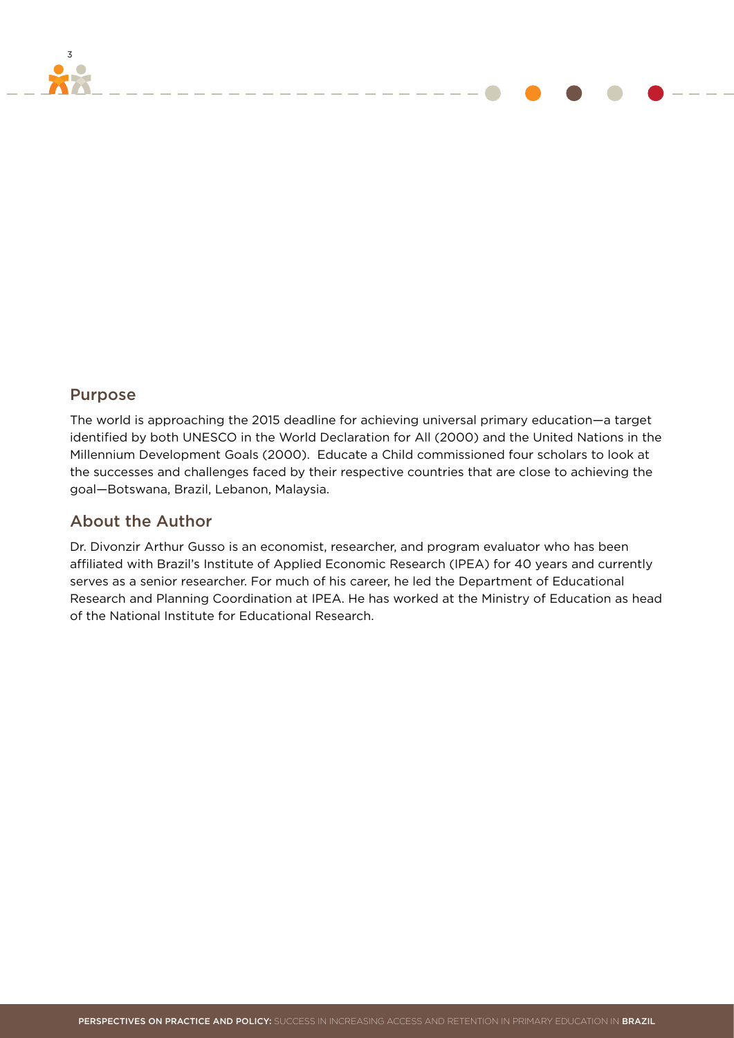## Purpose

The world is approaching the 2015 deadline for achieving universal primary education—a target identified by both UNESCO in the World Declaration for All (2000) and the United Nations in the Millennium Development Goals (2000). Educate a Child commissioned four scholars to look at the successes and challenges faced by their respective countries that are close to achieving the goal—Botswana, Brazil, Lebanon, Malaysia.

## About the Author

Dr. Divonzir Arthur Gusso is an economist, researcher, and program evaluator who has been affiliated with Brazil's Institute of Applied Economic Research (IPEA) for 40 years and currently serves as a senior researcher. For much of his career, he led the Department of Educational Research and Planning Coordination at IPEA. He has worked at the Ministry of Education as head of the National Institute for Educational Research.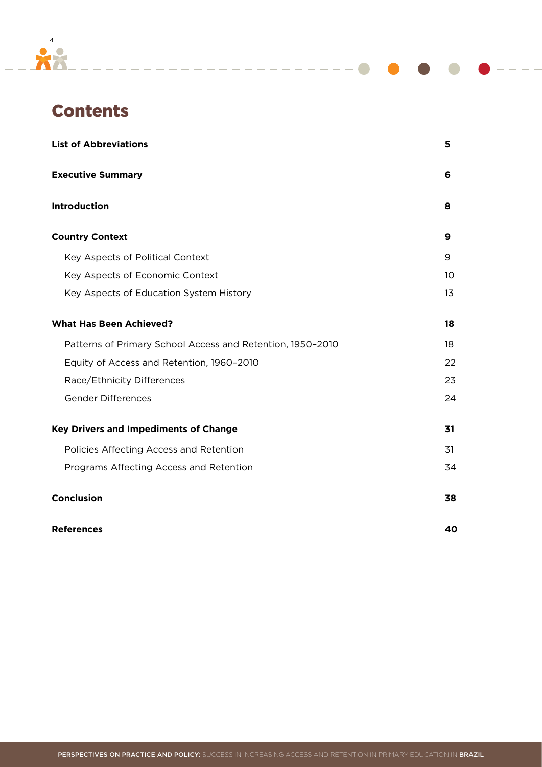# Contents

| | |
|---|---|
| **List of Abbreviations** | **5** |
| **Executive Summary** | **6** |
| **Introduction** | **8** |
| **Country Context** | **9** |
| Key Aspects of Political Context | 9 |
| Key Aspects of Economic Context | 10 |
| Key Aspects of Education System History | 13 |
| **What Has Been Achieved?** | **18** |
| Patterns of Primary School Access and Retention, 1950–2010 | 18 |
| Equity of Access and Retention, 1960–2010 | 22 |
| Race/Ethnicity Differences | 23 |
| Gender Differences | 24 |
| **Key Drivers and Impediments of Change** | **31** |
| Policies Affecting Access and Retention | 31 |
| Programs Affecting Access and Retention | 34 |
| **Conclusion** | **38** |
| **References** | **40** |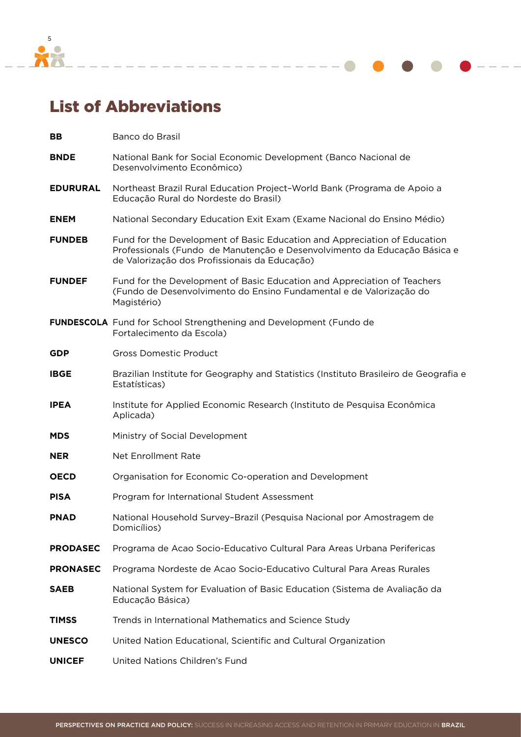## List of Abbreviations

| | |
|---|---|
| **BB** | Banco do Brasil |
| **BNDE** | National Bank for Social Economic Development (Banco Nacional de Desenvolvimento Econômico) |
| **EDURURAL** | Northeast Brazil Rural Education Project–World Bank (Programa de Apoio a Educação Rural do Nordeste do Brasil) |
| **ENEM** | National Secondary Education Exit Exam (Exame Nacional do Ensino Médio) |
| **FUNDEB** | Fund for the Development of Basic Education and Appreciation of Education Professionals (Fundo de Manutenção e Desenvolvimento da Educação Básica e de Valorização dos Profissionais da Educação) |
| **FUNDEF** | Fund for the Development of Basic Education and Appreciation of Teachers (Fundo de Desenvolvimento do Ensino Fundamental e de Valorização do Magistério) |
| **FUNDESCOLA** | Fund for School Strengthening and Development (Fundo de Fortalecimento da Escola) |
| **GDP** | Gross Domestic Product |
| **IBGE** | Brazilian Institute for Geography and Statistics (Instituto Brasileiro de Geografia e Estatísticas) |
| **IPEA** | Institute for Applied Economic Research (Instituto de Pesquisa Econômica Aplicada) |
| **MDS** | Ministry of Social Development |
| **NER** | Net Enrollment Rate |
| **OECD** | Organisation for Economic Co-operation and Development |
| **PISA** | Program for International Student Assessment |
| **PNAD** | National Household Survey–Brazil (Pesquisa Nacional por Amostragem de Domicílios) |
| **PRODASEC** | Programa de Acao Socio-Educativo Cultural Para Areas Urbana Perifericas |
| **PRONASEC** | Programa Nordeste de Acao Socio-Educativo Cultural Para Areas Rurales |
| **SAEB** | National System for Evaluation of Basic Education (Sistema de Avaliação da Educação Básica) |
| **TIMSS** | Trends in International Mathematics and Science Study |
| **UNESCO** | United Nation Educational, Scientific and Cultural Organization |
| **UNICEF** | United Nations Children's Fund |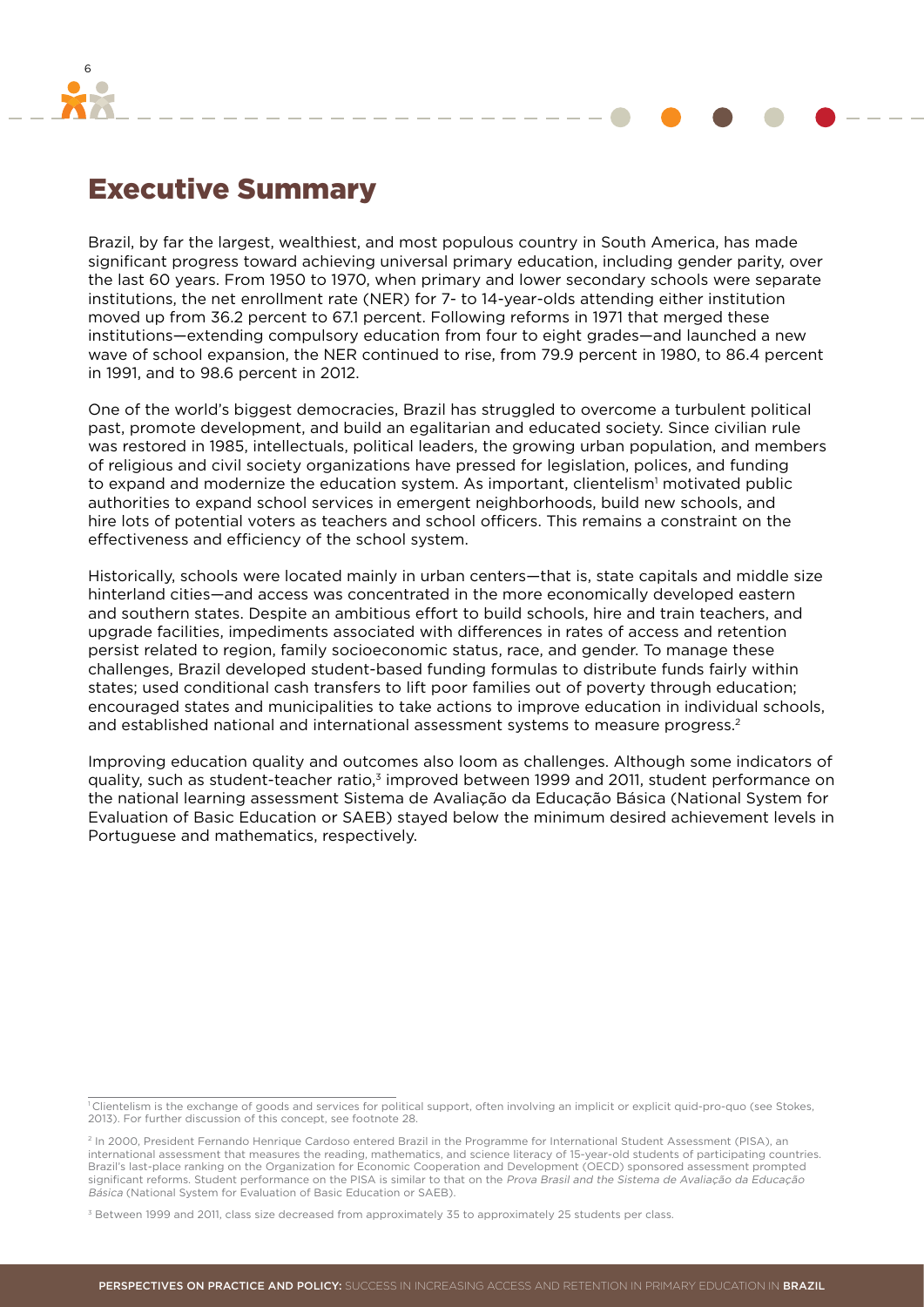# Executive Summary

Brazil, by far the largest, wealthiest, and most populous country in South America, has made significant progress toward achieving universal primary education, including gender parity, over the last 60 years. From 1950 to 1970, when primary and lower secondary schools were separate institutions, the net enrollment rate (NER) for 7- to 14-year-olds attending either institution moved up from 36.2 percent to 67.1 percent. Following reforms in 1971 that merged these institutions—extending compulsory education from four to eight grades—and launched a new wave of school expansion, the NER continued to rise, from 79.9 percent in 1980, to 86.4 percent in 1991, and to 98.6 percent in 2012.

One of the world's biggest democracies, Brazil has struggled to overcome a turbulent political past, promote development, and build an egalitarian and educated society. Since civilian rule was restored in 1985, intellectuals, political leaders, the growing urban population, and members of religious and civil society organizations have pressed for legislation, polices, and funding to expand and modernize the education system. As important, clientelism[1] motivated public authorities to expand school services in emergent neighborhoods, build new schools, and hire lots of potential voters as teachers and school officers. This remains a constraint on the effectiveness and efficiency of the school system.

Historically, schools were located mainly in urban centers—that is, state capitals and middle size hinterland cities—and access was concentrated in the more economically developed eastern and southern states. Despite an ambitious effort to build schools, hire and train teachers, and upgrade facilities, impediments associated with differences in rates of access and retention persist related to region, family socioeconomic status, race, and gender. To manage these challenges, Brazil developed student-based funding formulas to distribute funds fairly within states; used conditional cash transfers to lift poor families out of poverty through education; encouraged states and municipalities to take actions to improve education in individual schools, and established national and international assessment systems to measure progress.[2]

Improving education quality and outcomes also loom as challenges. Although some indicators of quality, such as student-teacher ratio,[3] improved between 1999 and 2011, student performance on the national learning assessment Sistema de Avaliação da Educação Básica (National System for Evaluation of Basic Education or SAEB) stayed below the minimum desired achievement levels in Portuguese and mathematics, respectively.

---

[1] Clientelism is the exchange of goods and services for political support, often involving an implicit or explicit quid-pro-quo (see Stokes, 2013). For further discussion of this concept, see footnote 28.

[2] In 2000, President Fernando Henrique Cardoso entered Brazil in the Programme for International Student Assessment (PISA), an international assessment that measures the reading, mathematics, and science literacy of 15-year-old students of participating countries. Brazil's last-place ranking on the Organization for Economic Cooperation and Development (OECD) sponsored assessment prompted significant reforms. Student performance on the PISA is similar to that on the *Prova Brasil and the Sistema de Avaliação da Educação Básica* (National System for Evaluation of Basic Education or SAEB).

[3] Between 1999 and 2011, class size decreased from approximately 35 to approximately 25 students per class.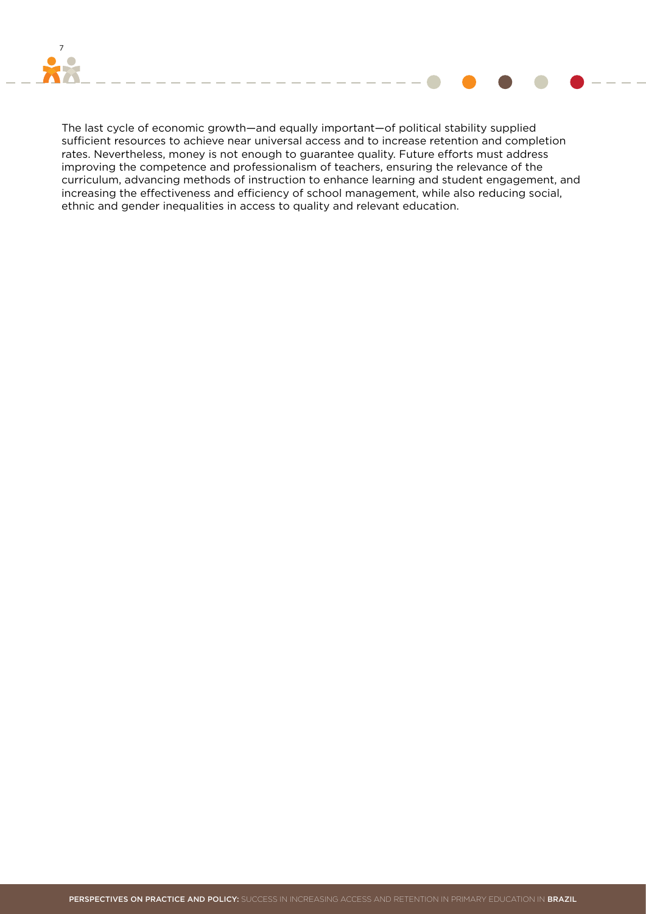The last cycle of economic growth—and equally important—of political stability supplied sufficient resources to achieve near universal access and to increase retention and completion rates. Nevertheless, money is not enough to guarantee quality. Future efforts must address improving the competence and professionalism of teachers, ensuring the relevance of the curriculum, advancing methods of instruction to enhance learning and student engagement, and increasing the effectiveness and efficiency of school management, while also reducing social, ethnic and gender inequalities in access to quality and relevant education.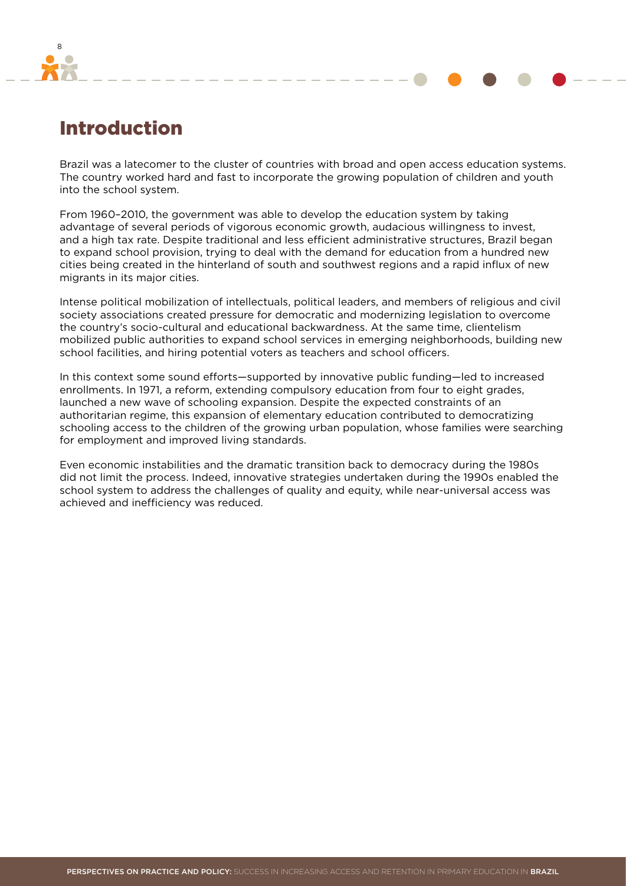# Introduction

Brazil was a latecomer to the cluster of countries with broad and open access education systems. The country worked hard and fast to incorporate the growing population of children and youth into the school system.

From 1960–2010, the government was able to develop the education system by taking advantage of several periods of vigorous economic growth, audacious willingness to invest, and a high tax rate. Despite traditional and less efficient administrative structures, Brazil began to expand school provision, trying to deal with the demand for education from a hundred new cities being created in the hinterland of south and southwest regions and a rapid influx of new migrants in its major cities.

Intense political mobilization of intellectuals, political leaders, and members of religious and civil society associations created pressure for democratic and modernizing legislation to overcome the country's socio-cultural and educational backwardness. At the same time, clientelism mobilized public authorities to expand school services in emerging neighborhoods, building new school facilities, and hiring potential voters as teachers and school officers.

In this context some sound efforts—supported by innovative public funding—led to increased enrollments. In 1971, a reform, extending compulsory education from four to eight grades, launched a new wave of schooling expansion. Despite the expected constraints of an authoritarian regime, this expansion of elementary education contributed to democratizing schooling access to the children of the growing urban population, whose families were searching for employment and improved living standards.

Even economic instabilities and the dramatic transition back to democracy during the 1980s did not limit the process. Indeed, innovative strategies undertaken during the 1990s enabled the school system to address the challenges of quality and equity, while near-universal access was achieved and inefficiency was reduced.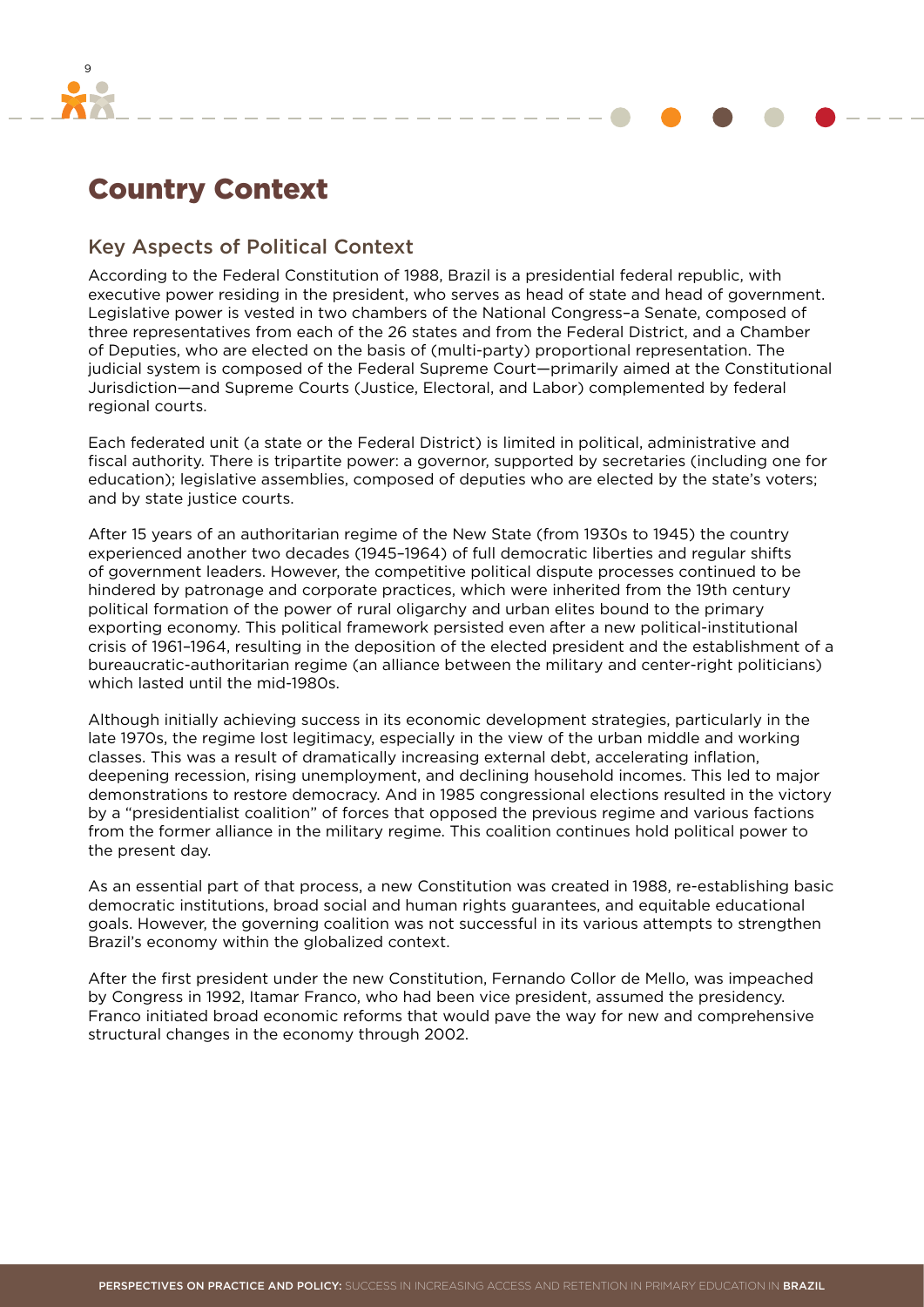# Country Context

## Key Aspects of Political Context

According to the Federal Constitution of 1988, Brazil is a presidential federal republic, with executive power residing in the president, who serves as head of state and head of government. Legislative power is vested in two chambers of the National Congress–a Senate, composed of three representatives from each of the 26 states and from the Federal District, and a Chamber of Deputies, who are elected on the basis of (multi-party) proportional representation. The judicial system is composed of the Federal Supreme Court—primarily aimed at the Constitutional Jurisdiction—and Supreme Courts (Justice, Electoral, and Labor) complemented by federal regional courts.

Each federated unit (a state or the Federal District) is limited in political, administrative and fiscal authority. There is tripartite power: a governor, supported by secretaries (including one for education); legislative assemblies, composed of deputies who are elected by the state's voters; and by state justice courts.

After 15 years of an authoritarian regime of the New State (from 1930s to 1945) the country experienced another two decades (1945–1964) of full democratic liberties and regular shifts of government leaders. However, the competitive political dispute processes continued to be hindered by patronage and corporate practices, which were inherited from the 19th century political formation of the power of rural oligarchy and urban elites bound to the primary exporting economy. This political framework persisted even after a new political-institutional crisis of 1961–1964, resulting in the deposition of the elected president and the establishment of a bureaucratic-authoritarian regime (an alliance between the military and center-right politicians) which lasted until the mid-1980s.

Although initially achieving success in its economic development strategies, particularly in the late 1970s, the regime lost legitimacy, especially in the view of the urban middle and working classes. This was a result of dramatically increasing external debt, accelerating inflation, deepening recession, rising unemployment, and declining household incomes. This led to major demonstrations to restore democracy. And in 1985 congressional elections resulted in the victory by a "presidentialist coalition" of forces that opposed the previous regime and various factions from the former alliance in the military regime. This coalition continues hold political power to the present day.

As an essential part of that process, a new Constitution was created in 1988, re-establishing basic democratic institutions, broad social and human rights guarantees, and equitable educational goals. However, the governing coalition was not successful in its various attempts to strengthen Brazil's economy within the globalized context.

After the first president under the new Constitution, Fernando Collor de Mello, was impeached by Congress in 1992, Itamar Franco, who had been vice president, assumed the presidency. Franco initiated broad economic reforms that would pave the way for new and comprehensive structural changes in the economy through 2002.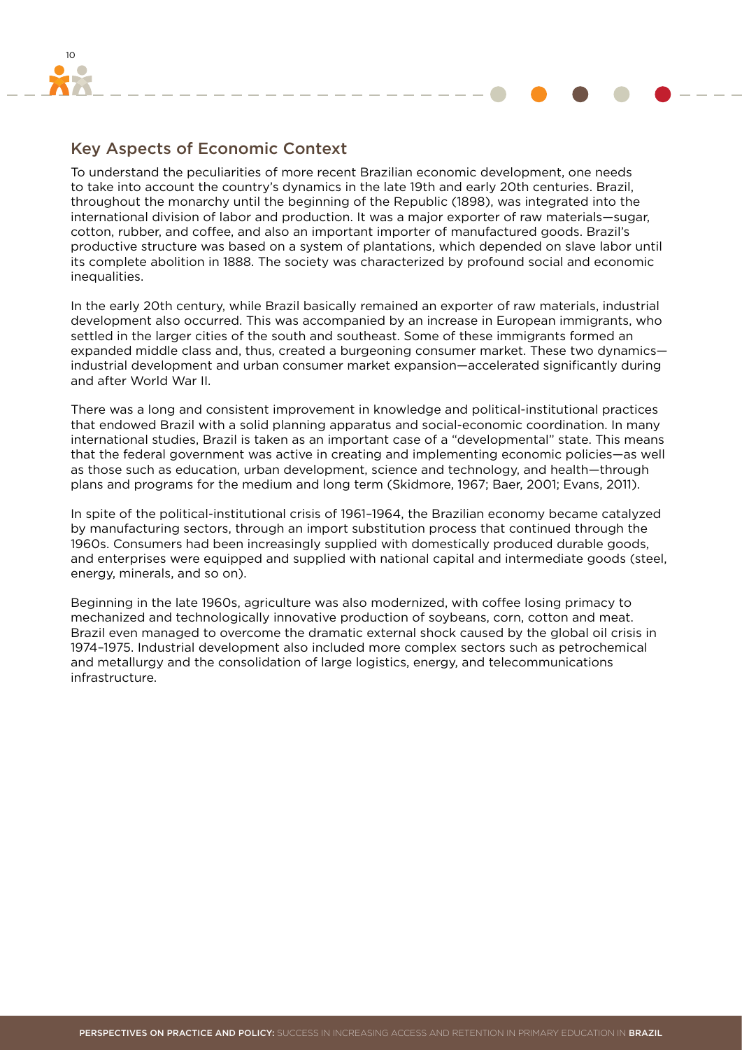## Key Aspects of Economic Context

To understand the peculiarities of more recent Brazilian economic development, one needs to take into account the country's dynamics in the late 19th and early 20th centuries. Brazil, throughout the monarchy until the beginning of the Republic (1898), was integrated into the international division of labor and production. It was a major exporter of raw materials—sugar, cotton, rubber, and coffee, and also an important importer of manufactured goods. Brazil's productive structure was based on a system of plantations, which depended on slave labor until its complete abolition in 1888. The society was characterized by profound social and economic inequalities.

In the early 20th century, while Brazil basically remained an exporter of raw materials, industrial development also occurred. This was accompanied by an increase in European immigrants, who settled in the larger cities of the south and southeast. Some of these immigrants formed an expanded middle class and, thus, created a burgeoning consumer market. These two dynamics—industrial development and urban consumer market expansion—accelerated significantly during and after World War II.

There was a long and consistent improvement in knowledge and political-institutional practices that endowed Brazil with a solid planning apparatus and social-economic coordination. In many international studies, Brazil is taken as an important case of a "developmental" state. This means that the federal government was active in creating and implementing economic policies—as well as those such as education, urban development, science and technology, and health—through plans and programs for the medium and long term (Skidmore, 1967; Baer, 2001; Evans, 2011).

In spite of the political-institutional crisis of 1961–1964, the Brazilian economy became catalyzed by manufacturing sectors, through an import substitution process that continued through the 1960s. Consumers had been increasingly supplied with domestically produced durable goods, and enterprises were equipped and supplied with national capital and intermediate goods (steel, energy, minerals, and so on).

Beginning in the late 1960s, agriculture was also modernized, with coffee losing primacy to mechanized and technologically innovative production of soybeans, corn, cotton and meat. Brazil even managed to overcome the dramatic external shock caused by the global oil crisis in 1974–1975. Industrial development also included more complex sectors such as petrochemical and metallurgy and the consolidation of large logistics, energy, and telecommunications infrastructure.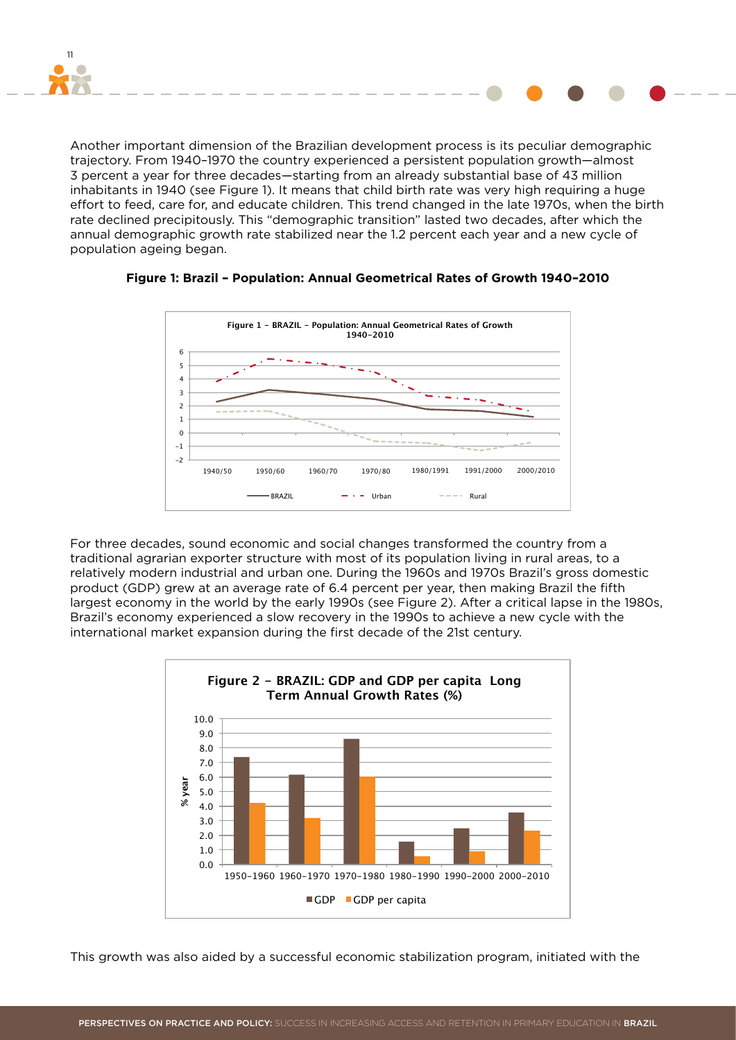Another important dimension of the Brazilian development process is its peculiar demographic trajectory. From 1940–1970 the country experienced a persistent population growth—almost 3 percent a year for three decades—starting from an already substantial base of 43 million inhabitants in 1940 (see Figure 1). It means that child birth rate was very high requiring a huge effort to feed, care for, and educate children. This trend changed in the late 1970s, when the birth rate declined precipitously. This "demographic transition" lasted two decades, after which the annual demographic growth rate stabilized near the 1.2 percent each year and a new cycle of population ageing began.

**Figure 1: Brazil – Population: Annual Geometrical Rates of Growth 1940–2010**

For three decades, sound economic and social changes transformed the country from a traditional agrarian exporter structure with most of its population living in rural areas, to a relatively modern industrial and urban one. During the 1960s and 1970s Brazil's gross domestic product (GDP) grew at an average rate of 6.4 percent per year, then making Brazil the fifth largest economy in the world by the early 1990s (see Figure 2). After a critical lapse in the 1980s, Brazil's economy experienced a slow recovery in the 1990s to achieve a new cycle with the international market expansion during the first decade of the 21st century.

This growth was also aided by a successful economic stabilization program, initiated with the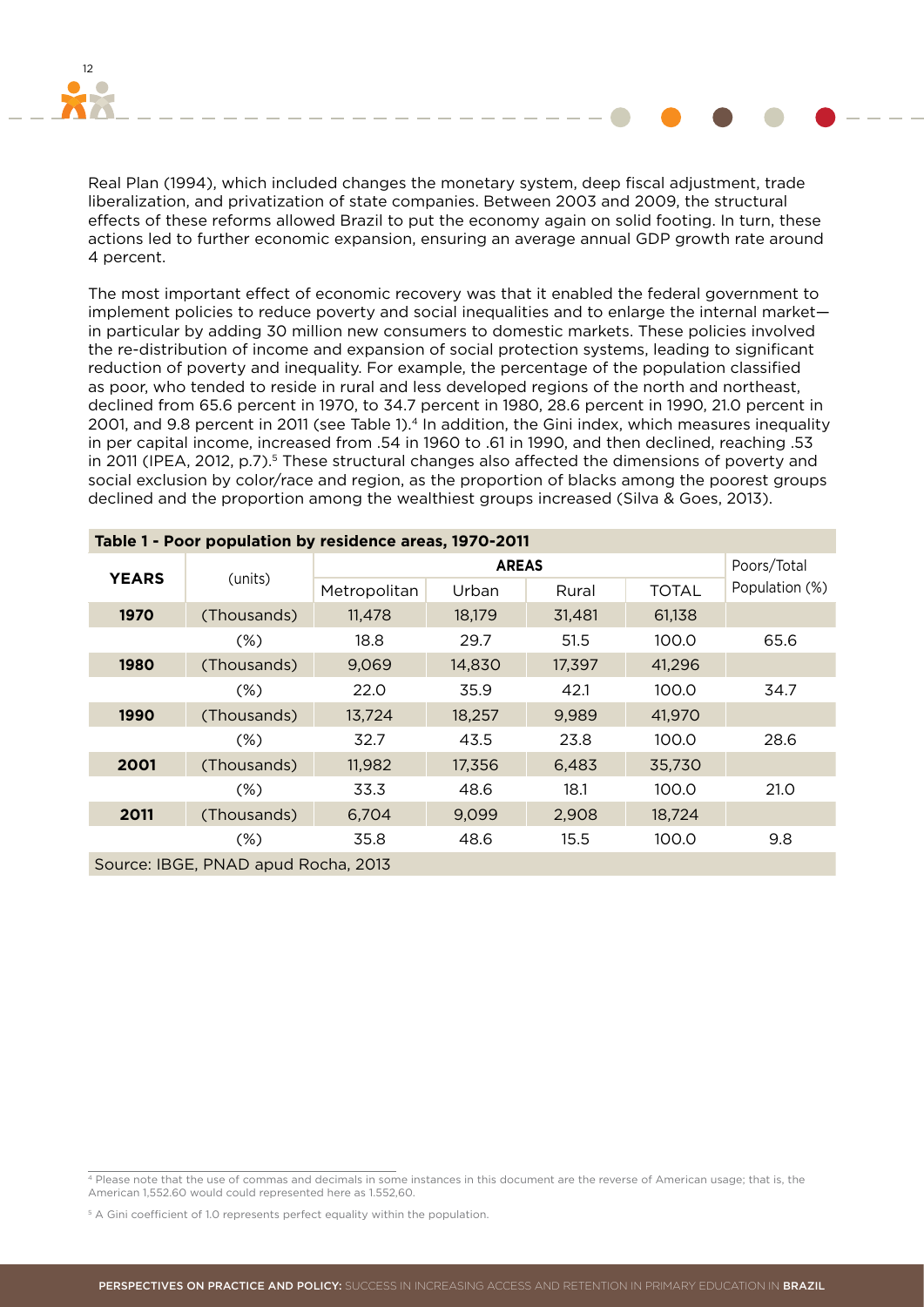Real Plan (1994), which included changes the monetary system, deep fiscal adjustment, trade liberalization, and privatization of state companies. Between 2003 and 2009, the structural effects of these reforms allowed Brazil to put the economy again on solid footing. In turn, these actions led to further economic expansion, ensuring an average annual GDP growth rate around 4 percent.

The most important effect of economic recovery was that it enabled the federal government to implement policies to reduce poverty and social inequalities and to enlarge the internal market—in particular by adding 30 million new consumers to domestic markets. These policies involved the re-distribution of income and expansion of social protection systems, leading to significant reduction of poverty and inequality. For example, the percentage of the population classified as poor, who tended to reside in rural and less developed regions of the north and northeast, declined from 65.6 percent in 1970, to 34.7 percent in 1980, 28.6 percent in 1990, 21.0 percent in 2001, and 9.8 percent in 2011 (see Table 1).[4] In addition, the Gini index, which measures inequality in per capita income, increased from .54 in 1960 to .61 in 1990, and then declined, reaching .53 in 2011 (IPEA, 2012, p.7).[5] These structural changes also affected the dimensions of poverty and social exclusion by color/race and region, as the proportion of blacks among the poorest groups declined and the proportion among the wealthiest groups increased (Silva & Goes, 2013).

**Table 1 - Poor population by residence areas, 1970-2011**

| YEARS | (units) | AREAS | | | | Poors/Total Population (%) |
|---|---|---|---|---|---|---|
| | | Metropolitan | Urban | Rural | TOTAL | |
| **1970** | (Thousands) | 11,478 | 18,179 | 31,481 | 61,138 | |
| | (%) | 18.8 | 29.7 | 51.5 | 100.0 | 65.6 |
| **1980** | (Thousands) | 9,069 | 14,830 | 17,397 | 41,296 | |
| | (%) | 22.0 | 35.9 | 42.1 | 100.0 | 34.7 |
| **1990** | (Thousands) | 13,724 | 18,257 | 9,989 | 41,970 | |
| | (%) | 32.7 | 43.5 | 23.8 | 100.0 | 28.6 |
| **2001** | (Thousands) | 11,982 | 17,356 | 6,483 | 35,730 | |
| | (%) | 33.3 | 48.6 | 18.1 | 100.0 | 21.0 |
| **2011** | (Thousands) | 6,704 | 9,099 | 2,908 | 18,724 | |
| | (%) | 35.8 | 48.6 | 15.5 | 100.0 | 9.8 |

Source: IBGE, PNAD apud Rocha, 2013

[4] Please note that the use of commas and decimals in some instances in this document are the reverse of American usage; that is, the American 1,552.60 would could represented here as 1.552,60.

[5] A Gini coefficient of 1.0 represents perfect equality within the population.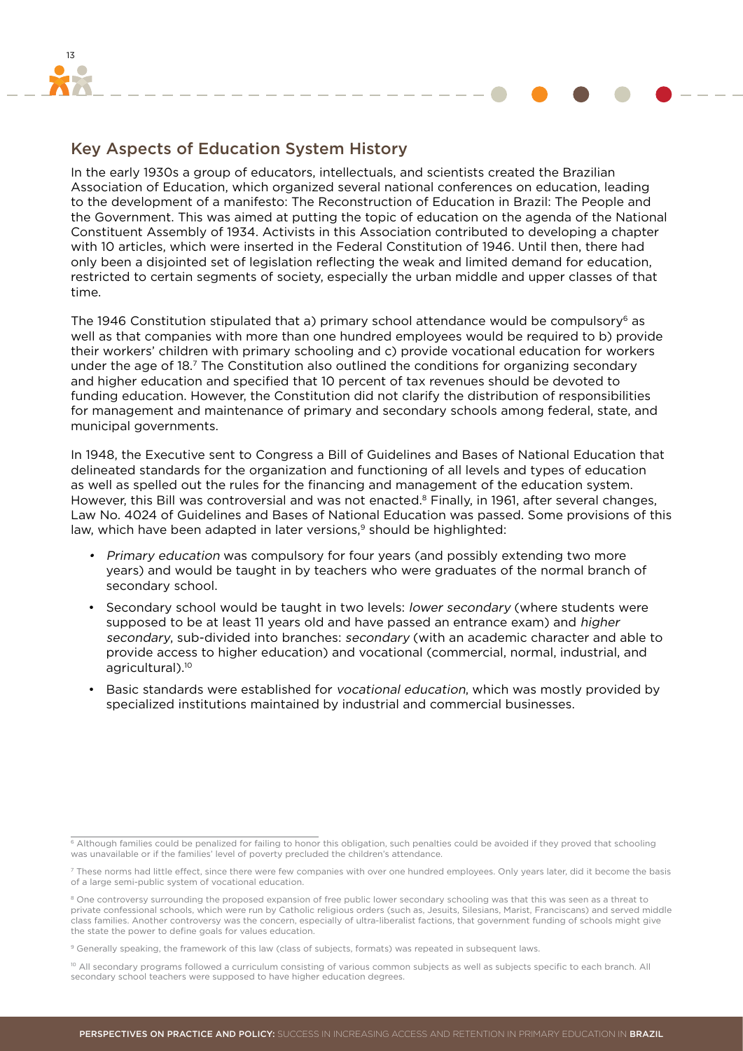## Key Aspects of Education System History

In the early 1930s a group of educators, intellectuals, and scientists created the Brazilian Association of Education, which organized several national conferences on education, leading to the development of a manifesto: The Reconstruction of Education in Brazil: The People and the Government. This was aimed at putting the topic of education on the agenda of the National Constituent Assembly of 1934. Activists in this Association contributed to developing a chapter with 10 articles, which were inserted in the Federal Constitution of 1946. Until then, there had only been a disjointed set of legislation reflecting the weak and limited demand for education, restricted to certain segments of society, especially the urban middle and upper classes of that time.

The 1946 Constitution stipulated that a) primary school attendance would be compulsory[6] as well as that companies with more than one hundred employees would be required to b) provide their workers' children with primary schooling and c) provide vocational education for workers under the age of 18.[7] The Constitution also outlined the conditions for organizing secondary and higher education and specified that 10 percent of tax revenues should be devoted to funding education. However, the Constitution did not clarify the distribution of responsibilities for management and maintenance of primary and secondary schools among federal, state, and municipal governments.

In 1948, the Executive sent to Congress a Bill of Guidelines and Bases of National Education that delineated standards for the organization and functioning of all levels and types of education as well as spelled out the rules for the financing and management of the education system. However, this Bill was controversial and was not enacted.[8] Finally, in 1961, after several changes, Law No. 4024 of Guidelines and Bases of National Education was passed. Some provisions of this law, which have been adapted in later versions,[9] should be highlighted:

- *Primary education* was compulsory for four years (and possibly extending two more years) and would be taught in by teachers who were graduates of the normal branch of secondary school.
- Secondary school would be taught in two levels: *lower secondary* (where students were supposed to be at least 11 years old and have passed an entrance exam) and *higher secondary*, sub-divided into branches: *secondary* (with an academic character and able to provide access to higher education) and vocational (commercial, normal, industrial, and agricultural).[10]
- Basic standards were established for *vocational education*, which was mostly provided by specialized institutions maintained by industrial and commercial businesses.

---

[6] Although families could be penalized for failing to honor this obligation, such penalties could be avoided if they proved that schooling was unavailable or if the families' level of poverty precluded the children's attendance.

[7] These norms had little effect, since there were few companies with over one hundred employees. Only years later, did it become the basis of a large semi-public system of vocational education.

[8] One controversy surrounding the proposed expansion of free public lower secondary schooling was that this was seen as a threat to private confessional schools, which were run by Catholic religious orders (such as, Jesuits, Silesians, Marist, Franciscans) and served middle class families. Another controversy was the concern, especially of ultra-liberalist factions, that government funding of schools might give the state the power to define goals for values education.

[9] Generally speaking, the framework of this law (class of subjects, formats) was repeated in subsequent laws.

[10] All secondary programs followed a curriculum consisting of various common subjects as well as subjects specific to each branch. All secondary school teachers were supposed to have higher education degrees.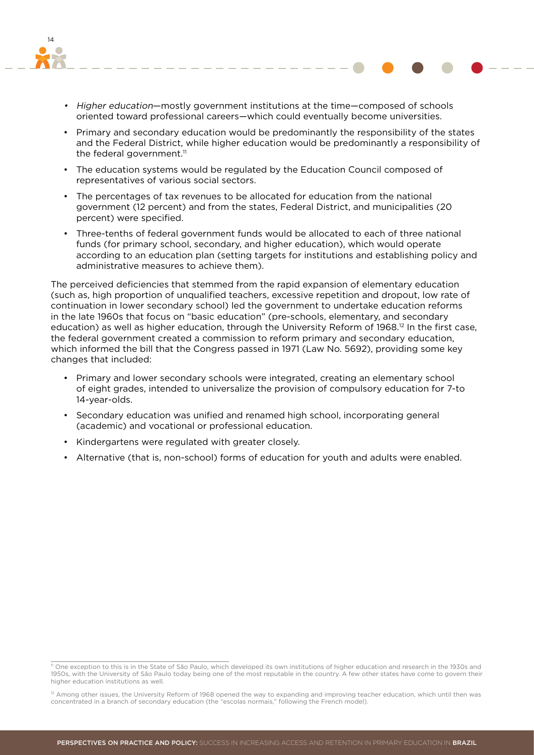- *Higher education*—mostly government institutions at the time—composed of schools oriented toward professional careers—which could eventually become universities.
- Primary and secondary education would be predominantly the responsibility of the states and the Federal District, while higher education would be predominantly a responsibility of the federal government.[11]
- The education systems would be regulated by the Education Council composed of representatives of various social sectors.
- The percentages of tax revenues to be allocated for education from the national government (12 percent) and from the states, Federal District, and municipalities (20 percent) were specified.
- Three-tenths of federal government funds would be allocated to each of three national funds (for primary school, secondary, and higher education), which would operate according to an education plan (setting targets for institutions and establishing policy and administrative measures to achieve them).

The perceived deficiencies that stemmed from the rapid expansion of elementary education (such as, high proportion of unqualified teachers, excessive repetition and dropout, low rate of continuation in lower secondary school) led the government to undertake education reforms in the late 1960s that focus on "basic education" (pre-schools, elementary, and secondary education) as well as higher education, through the University Reform of 1968.[12] In the first case, the federal government created a commission to reform primary and secondary education, which informed the bill that the Congress passed in 1971 (Law No. 5692), providing some key changes that included:

- Primary and lower secondary schools were integrated, creating an elementary school of eight grades, intended to universalize the provision of compulsory education for 7-to 14-year-olds.
- Secondary education was unified and renamed high school, incorporating general (academic) and vocational or professional education.
- Kindergartens were regulated with greater closely.
- Alternative (that is, non-school) forms of education for youth and adults were enabled.

[11] One exception to this is in the State of São Paulo, which developed its own institutions of higher education and research in the 1930s and 1950s, with the University of São Paulo today being one of the most reputable in the country. A few other states have come to govern their higher education institutions as well.

[12] Among other issues, the University Reform of 1968 opened the way to expanding and improving teacher education, which until then was concentrated in a branch of secondary education (the "escolas normais," following the French model).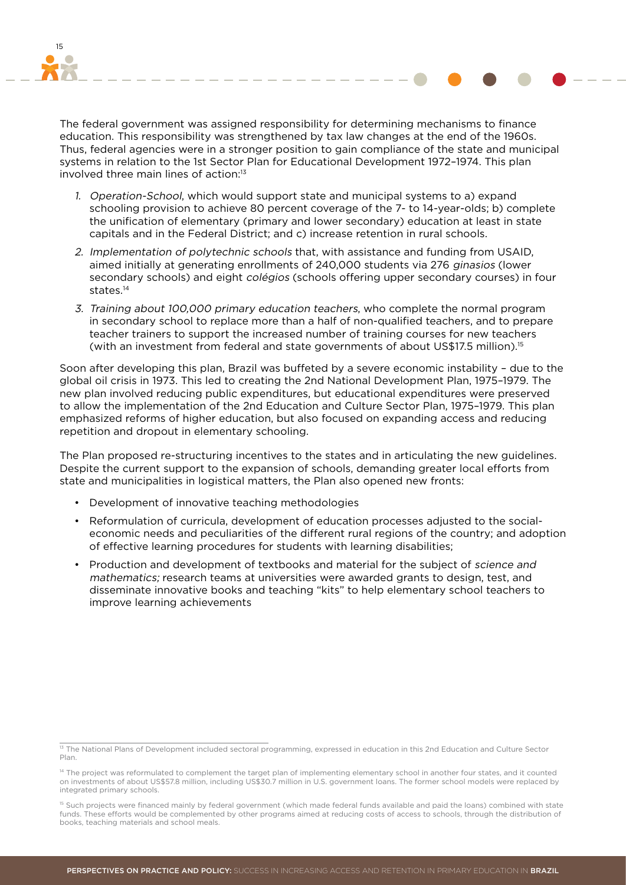The federal government was assigned responsibility for determining mechanisms to finance education. This responsibility was strengthened by tax law changes at the end of the 1960s. Thus, federal agencies were in a stronger position to gain compliance of the state and municipal systems in relation to the 1st Sector Plan for Educational Development 1972–1974. This plan involved three main lines of action:[13]

1. *Operation-School*, which would support state and municipal systems to a) expand schooling provision to achieve 80 percent coverage of the 7- to 14-year-olds; b) complete the unification of elementary (primary and lower secondary) education at least in state capitals and in the Federal District; and c) increase retention in rural schools.
2. *Implementation of polytechnic schools* that, with assistance and funding from USAID, aimed initially at generating enrollments of 240,000 students via 276 *ginasios* (lower secondary schools) and eight *colégios* (schools offering upper secondary courses) in four states.[14]
3. *Training about 100,000 primary education teachers*, who complete the normal program in secondary school to replace more than a half of non-qualified teachers, and to prepare teacher trainers to support the increased number of training courses for new teachers (with an investment from federal and state governments of about US$17.5 million).[15]

Soon after developing this plan, Brazil was buffeted by a severe economic instability – due to the global oil crisis in 1973. This led to creating the 2nd National Development Plan, 1975–1979. The new plan involved reducing public expenditures, but educational expenditures were preserved to allow the implementation of the 2nd Education and Culture Sector Plan, 1975–1979. This plan emphasized reforms of higher education, but also focused on expanding access and reducing repetition and dropout in elementary schooling.

The Plan proposed re-structuring incentives to the states and in articulating the new guidelines. Despite the current support to the expansion of schools, demanding greater local efforts from state and municipalities in logistical matters, the Plan also opened new fronts:

- Development of innovative teaching methodologies
- Reformulation of curricula, development of education processes adjusted to the social-economic needs and peculiarities of the different rural regions of the country; and adoption of effective learning procedures for students with learning disabilities;
- Production and development of textbooks and material for the subject of *science and mathematics;* research teams at universities were awarded grants to design, test, and disseminate innovative books and teaching "kits" to help elementary school teachers to improve learning achievements

---

[13] The National Plans of Development included sectoral programming, expressed in education in this 2nd Education and Culture Sector Plan.

[14] The project was reformulated to complement the target plan of implementing elementary school in another four states, and it counted on investments of about US$57.8 million, including US$30.7 million in U.S. government loans. The former school models were replaced by integrated primary schools.

[15] Such projects were financed mainly by federal government (which made federal funds available and paid the loans) combined with state funds. These efforts would be complemented by other programs aimed at reducing costs of access to schools, through the distribution of books, teaching materials and school meals.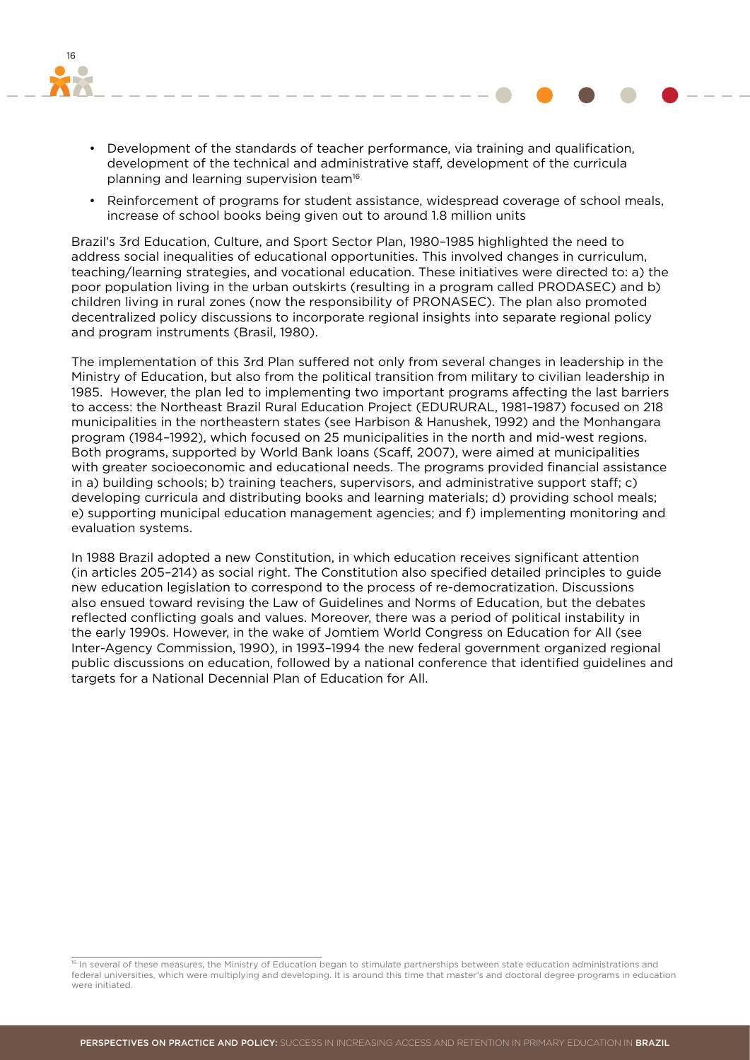- Development of the standards of teacher performance, via training and qualification, development of the technical and administrative staff, development of the curricula planning and learning supervision team[16]
- Reinforcement of programs for student assistance, widespread coverage of school meals, increase of school books being given out to around 1.8 million units

Brazil's 3rd Education, Culture, and Sport Sector Plan, 1980–1985 highlighted the need to address social inequalities of educational opportunities. This involved changes in curriculum, teaching/learning strategies, and vocational education. These initiatives were directed to: a) the poor population living in the urban outskirts (resulting in a program called PRODASEC) and b) children living in rural zones (now the responsibility of PRONASEC). The plan also promoted decentralized policy discussions to incorporate regional insights into separate regional policy and program instruments (Brasil, 1980).

The implementation of this 3rd Plan suffered not only from several changes in leadership in the Ministry of Education, but also from the political transition from military to civilian leadership in 1985. However, the plan led to implementing two important programs affecting the last barriers to access: the Northeast Brazil Rural Education Project (EDURURAL, 1981–1987) focused on 218 municipalities in the northeastern states (see Harbison & Hanushek, 1992) and the Monhangara program (1984–1992), which focused on 25 municipalities in the north and mid-west regions. Both programs, supported by World Bank loans (Scaff, 2007), were aimed at municipalities with greater socioeconomic and educational needs. The programs provided financial assistance in a) building schools; b) training teachers, supervisors, and administrative support staff; c) developing curricula and distributing books and learning materials; d) providing school meals; e) supporting municipal education management agencies; and f) implementing monitoring and evaluation systems.

In 1988 Brazil adopted a new Constitution, in which education receives significant attention (in articles 205–214) as social right. The Constitution also specified detailed principles to guide new education legislation to correspond to the process of re-democratization. Discussions also ensued toward revising the Law of Guidelines and Norms of Education, but the debates reflected conflicting goals and values. Moreover, there was a period of political instability in the early 1990s. However, in the wake of Jomtiem World Congress on Education for All (see Inter-Agency Commission, 1990), in 1993–1994 the new federal government organized regional public discussions on education, followed by a national conference that identified guidelines and targets for a National Decennial Plan of Education for All.

[16] In several of these measures, the Ministry of Education began to stimulate partnerships between state education administrations and federal universities, which were multiplying and developing. It is around this time that master's and doctoral degree programs in education were initiated.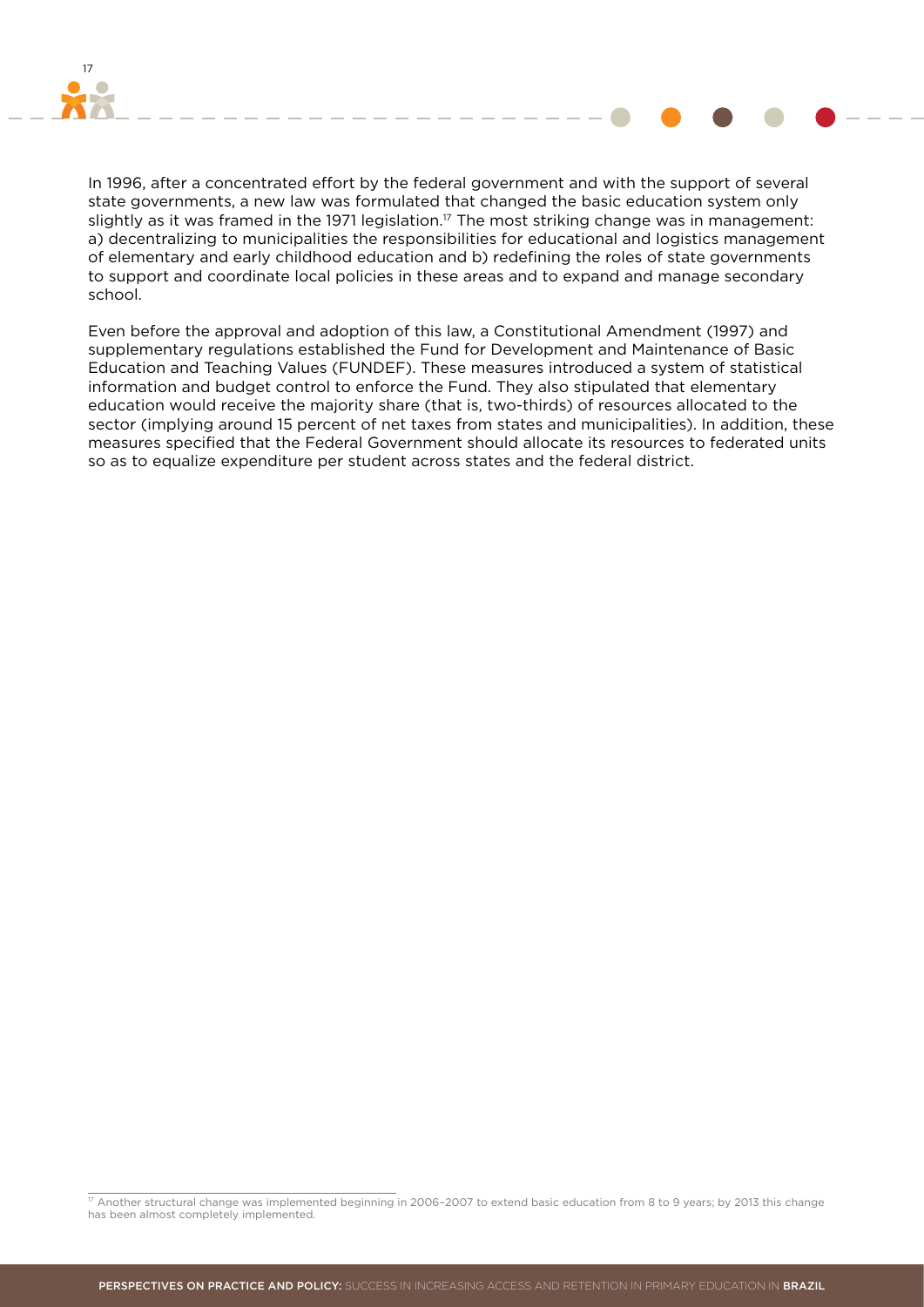In 1996, after a concentrated effort by the federal government and with the support of several state governments, a new law was formulated that changed the basic education system only slightly as it was framed in the 1971 legislation.[17] The most striking change was in management: a) decentralizing to municipalities the responsibilities for educational and logistics management of elementary and early childhood education and b) redefining the roles of state governments to support and coordinate local policies in these areas and to expand and manage secondary school.

Even before the approval and adoption of this law, a Constitutional Amendment (1997) and supplementary regulations established the Fund for Development and Maintenance of Basic Education and Teaching Values (FUNDEF). These measures introduced a system of statistical information and budget control to enforce the Fund. They also stipulated that elementary education would receive the majority share (that is, two-thirds) of resources allocated to the sector (implying around 15 percent of net taxes from states and municipalities). In addition, these measures specified that the Federal Government should allocate its resources to federated units so as to equalize expenditure per student across states and the federal district.

[17] Another structural change was implemented beginning in 2006–2007 to extend basic education from 8 to 9 years; by 2013 this change has been almost completely implemented.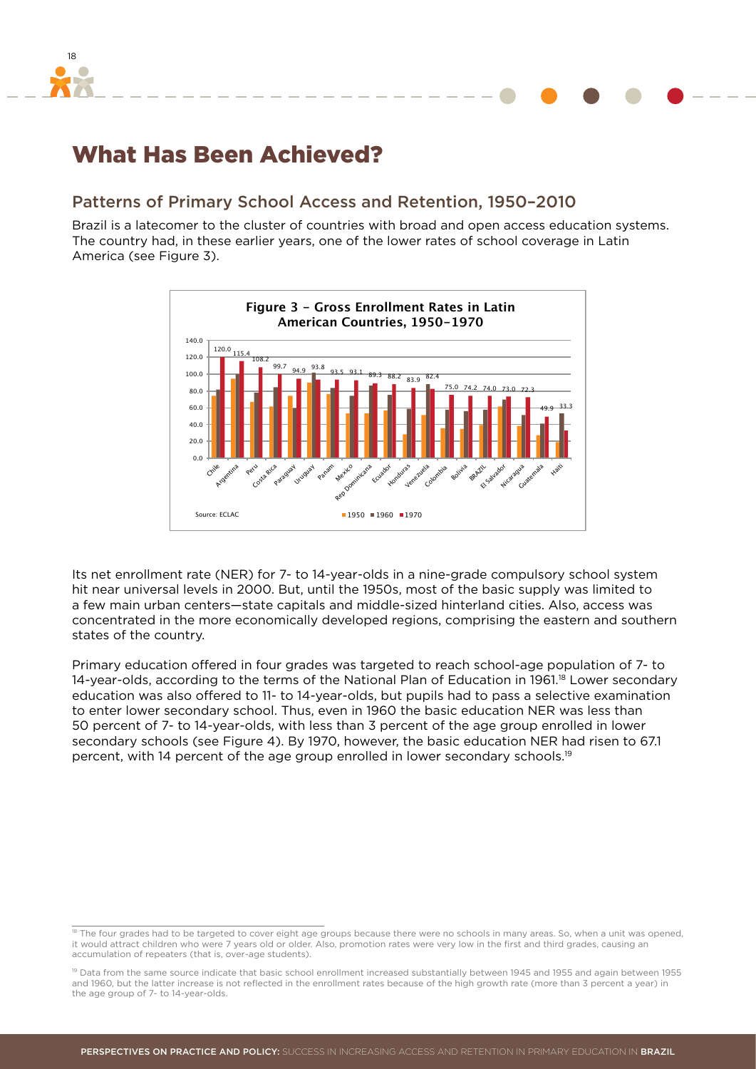# What Has Been Achieved?

## Patterns of Primary School Access and Retention, 1950–2010

Brazil is a latecomer to the cluster of countries with broad and open access education systems. The country had, in these earlier years, one of the lower rates of school coverage in Latin America (see Figure 3).

**Figure 3 – Gross Enrollment Rates in Latin American Countries, 1950–1970**

| Country | 1970 |
|---|---|
| Chile | 120.0 |
| Argentina | 115.4 |
| Peru | 108.2 |
| Costa Rica | 99.7 |
| Paraguay | 94.9 |
| Uruguay | 93.8 |
| Panam | 93.5 |
| Mexico | 93.1 |
| Rep Dominicana | 89.3 |
| Ecuador | 88.2 |
| Honduras | 83.9 |
| Venezuela | 82.4 |
| Colombia | 75.0 |
| Bolivia | 74.2 |
| BRAZIL | 74.0 |
| El Salvador | 73.0 |
| Nicaragua | 72.3 |
| Guatemala | 49.9 |
| Haiti | 33.3 |

Source: ECLAC

Legend: 1950, 1960, 1970

Its net enrollment rate (NER) for 7- to 14-year-olds in a nine-grade compulsory school system hit near universal levels in 2000. But, until the 1950s, most of the basic supply was limited to a few main urban centers—state capitals and middle-sized hinterland cities. Also, access was concentrated in the more economically developed regions, comprising the eastern and southern states of the country.

Primary education offered in four grades was targeted to reach school-age population of 7- to 14-year-olds, according to the terms of the National Plan of Education in 1961.[18] Lower secondary education was also offered to 11- to 14-year-olds, but pupils had to pass a selective examination to enter lower secondary school. Thus, even in 1960 the basic education NER was less than 50 percent of 7- to 14-year-olds, with less than 3 percent of the age group enrolled in lower secondary schools (see Figure 4). By 1970, however, the basic education NER had risen to 67.1 percent, with 14 percent of the age group enrolled in lower secondary schools.[19]

---

[18] The four grades had to be targeted to cover eight age groups because there were no schools in many areas. So, when a unit was opened, it would attract children who were 7 years old or older. Also, promotion rates were very low in the first and third grades, causing an accumulation of repeaters (that is, over-age students).

[19] Data from the same source indicate that basic school enrollment increased substantially between 1945 and 1955 and again between 1955 and 1960, but the latter increase is not reflected in the enrollment rates because of the high growth rate (more than 3 percent a year) in the age group of 7- to 14-year-olds.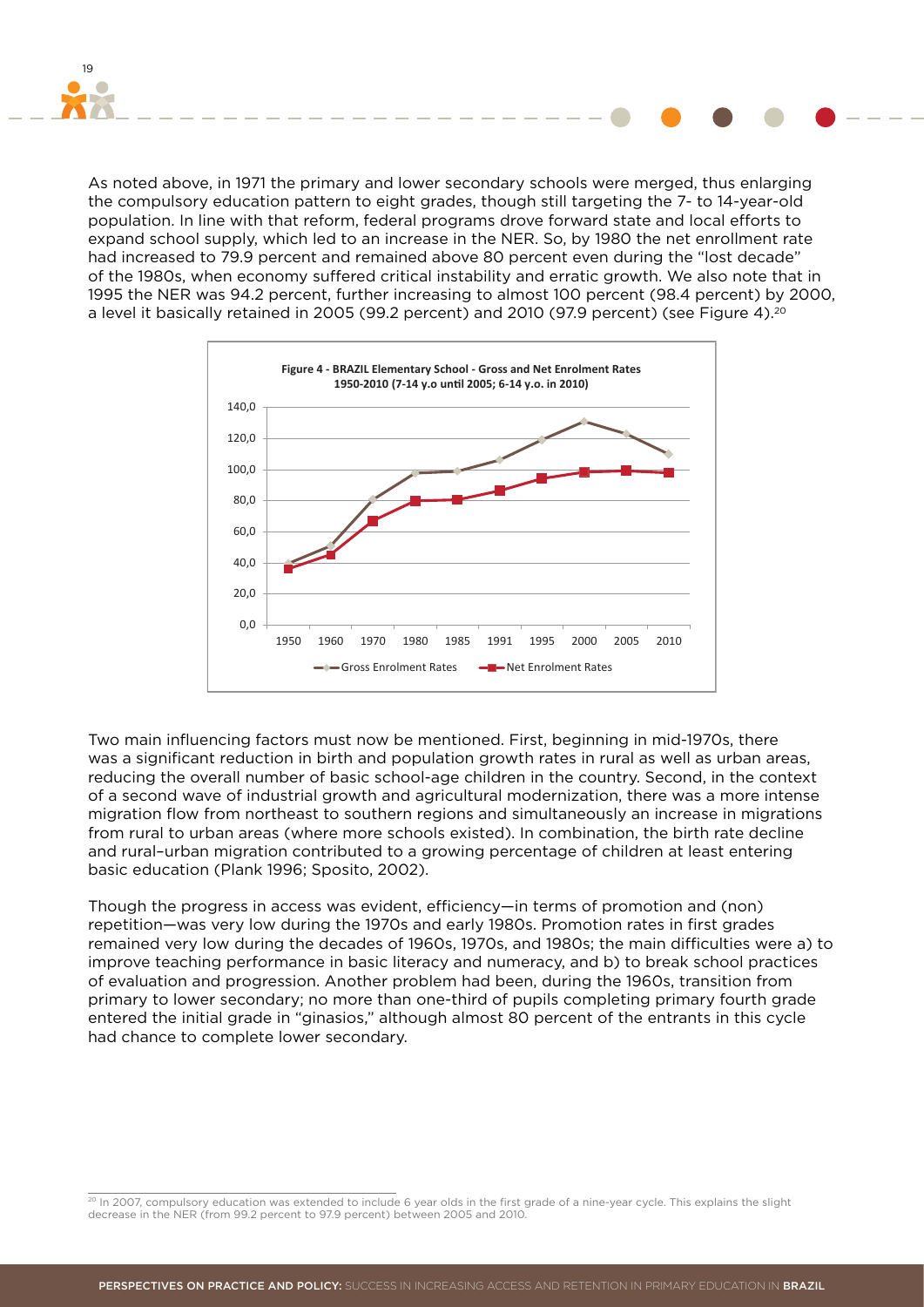As noted above, in 1971 the primary and lower secondary schools were merged, thus enlarging the compulsory education pattern to eight grades, though still targeting the 7- to 14-year-old population. In line with that reform, federal programs drove forward state and local efforts to expand school supply, which led to an increase in the NER. So, by 1980 the net enrollment rate had increased to 79.9 percent and remained above 80 percent even during the "lost decade" of the 1980s, when economy suffered critical instability and erratic growth. We also note that in 1995 the NER was 94.2 percent, further increasing to almost 100 percent (98.4 percent) by 2000, a level it basically retained in 2005 (99.2 percent) and 2010 (97.9 percent) (see Figure 4).[20]

**Figure 4 - BRAZIL Elementary School - Gross and Net Enrolment Rates 1950-2010 (7-14 y.o until 2005; 6-14 y.o. in 2010)**

Two main influencing factors must now be mentioned. First, beginning in mid-1970s, there was a significant reduction in birth and population growth rates in rural as well as urban areas, reducing the overall number of basic school-age children in the country. Second, in the context of a second wave of industrial growth and agricultural modernization, there was a more intense migration flow from northeast to southern regions and simultaneously an increase in migrations from rural to urban areas (where more schools existed). In combination, the birth rate decline and rural–urban migration contributed to a growing percentage of children at least entering basic education (Plank 1996; Sposito, 2002).

Though the progress in access was evident, efficiency—in terms of promotion and (non) repetition—was very low during the 1970s and early 1980s. Promotion rates in first grades remained very low during the decades of 1960s, 1970s, and 1980s; the main difficulties were a) to improve teaching performance in basic literacy and numeracy, and b) to break school practices of evaluation and progression. Another problem had been, during the 1960s, transition from primary to lower secondary; no more than one-third of pupils completing primary fourth grade entered the initial grade in "ginasios," although almost 80 percent of the entrants in this cycle had chance to complete lower secondary.

[20] In 2007, compulsory education was extended to include 6 year olds in the first grade of a nine-year cycle. This explains the slight decrease in the NER (from 99.2 percent to 97.9 percent) between 2005 and 2010.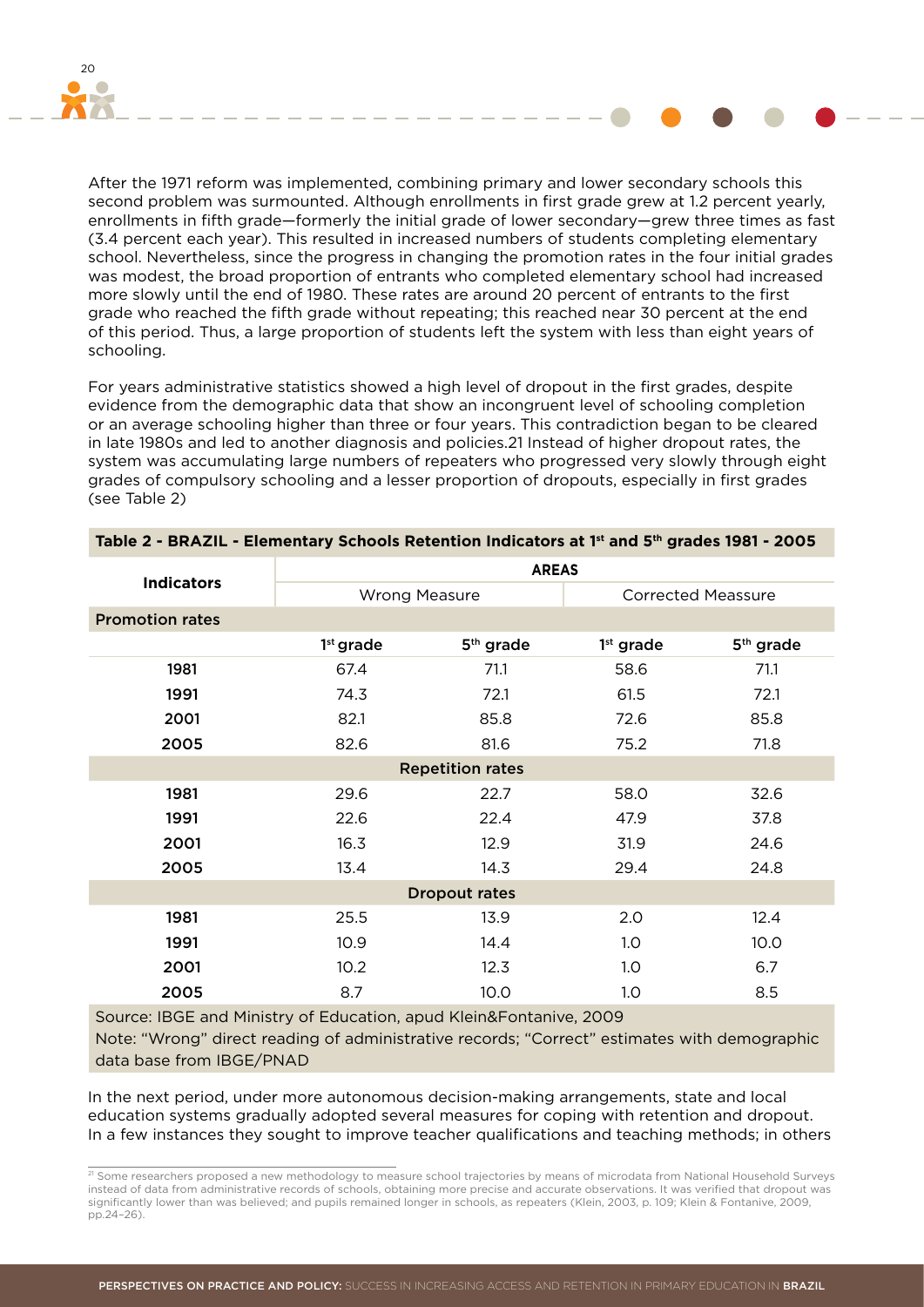After the 1971 reform was implemented, combining primary and lower secondary schools this second problem was surmounted. Although enrollments in first grade grew at 1.2 percent yearly, enrollments in fifth grade—formerly the initial grade of lower secondary—grew three times as fast (3.4 percent each year). This resulted in increased numbers of students completing elementary school. Nevertheless, since the progress in changing the promotion rates in the four initial grades was modest, the broad proportion of entrants who completed elementary school had increased more slowly until the end of 1980. These rates are around 20 percent of entrants to the first grade who reached the fifth grade without repeating; this reached near 30 percent at the end of this period. Thus, a large proportion of students left the system with less than eight years of schooling.

For years administrative statistics showed a high level of dropout in the first grades, despite evidence from the demographic data that show an incongruent level of schooling completion or an average schooling higher than three or four years. This contradiction began to be cleared in late 1980s and led to another diagnosis and policies.[21] Instead of higher dropout rates, the system was accumulating large numbers of repeaters who progressed very slowly through eight grades of compulsory schooling and a lesser proportion of dropouts, especially in first grades (see Table 2)

**Table 2 - BRAZIL - Elementary Schools Retention Indicators at 1st and 5th grades 1981 - 2005**

| Indicators | AREAS | | | |
|---|---|---|---|---|
| | Wrong Measure | | Corrected Meassure | |
| **Promotion rates** | | | | |
| | 1st grade | 5th grade | 1st grade | 5th grade |
| 1981 | 67.4 | 71.1 | 58.6 | 71.1 |
| 1991 | 74.3 | 72.1 | 61.5 | 72.1 |
| 2001 | 82.1 | 85.8 | 72.6 | 85.8 |
| 2005 | 82.6 | 81.6 | 75.2 | 71.8 |
| **Repetition rates** | | | | |
| 1981 | 29.6 | 22.7 | 58.0 | 32.6 |
| 1991 | 22.6 | 22.4 | 47.9 | 37.8 |
| 2001 | 16.3 | 12.9 | 31.9 | 24.6 |
| 2005 | 13.4 | 14.3 | 29.4 | 24.8 |
| **Dropout rates** | | | | |
| 1981 | 25.5 | 13.9 | 2.0 | 12.4 |
| 1991 | 10.9 | 14.4 | 1.0 | 10.0 |
| 2001 | 10.2 | 12.3 | 1.0 | 6.7 |
| 2005 | 8.7 | 10.0 | 1.0 | 8.5 |

Source: IBGE and Ministry of Education, apud Klein&Fontanive, 2009
Note: "Wrong" direct reading of administrative records; "Correct" estimates with demographic data base from IBGE/PNAD

In the next period, under more autonomous decision-making arrangements, state and local education systems gradually adopted several measures for coping with retention and dropout. In a few instances they sought to improve teacher qualifications and teaching methods; in others

[21] Some researchers proposed a new methodology to measure school trajectories by means of microdata from National Household Surveys instead of data from administrative records of schools, obtaining more precise and accurate observations. It was verified that dropout was significantly lower than was believed; and pupils remained longer in schools, as repeaters (Klein, 2003, p. 109; Klein & Fontanive, 2009, pp.24–26).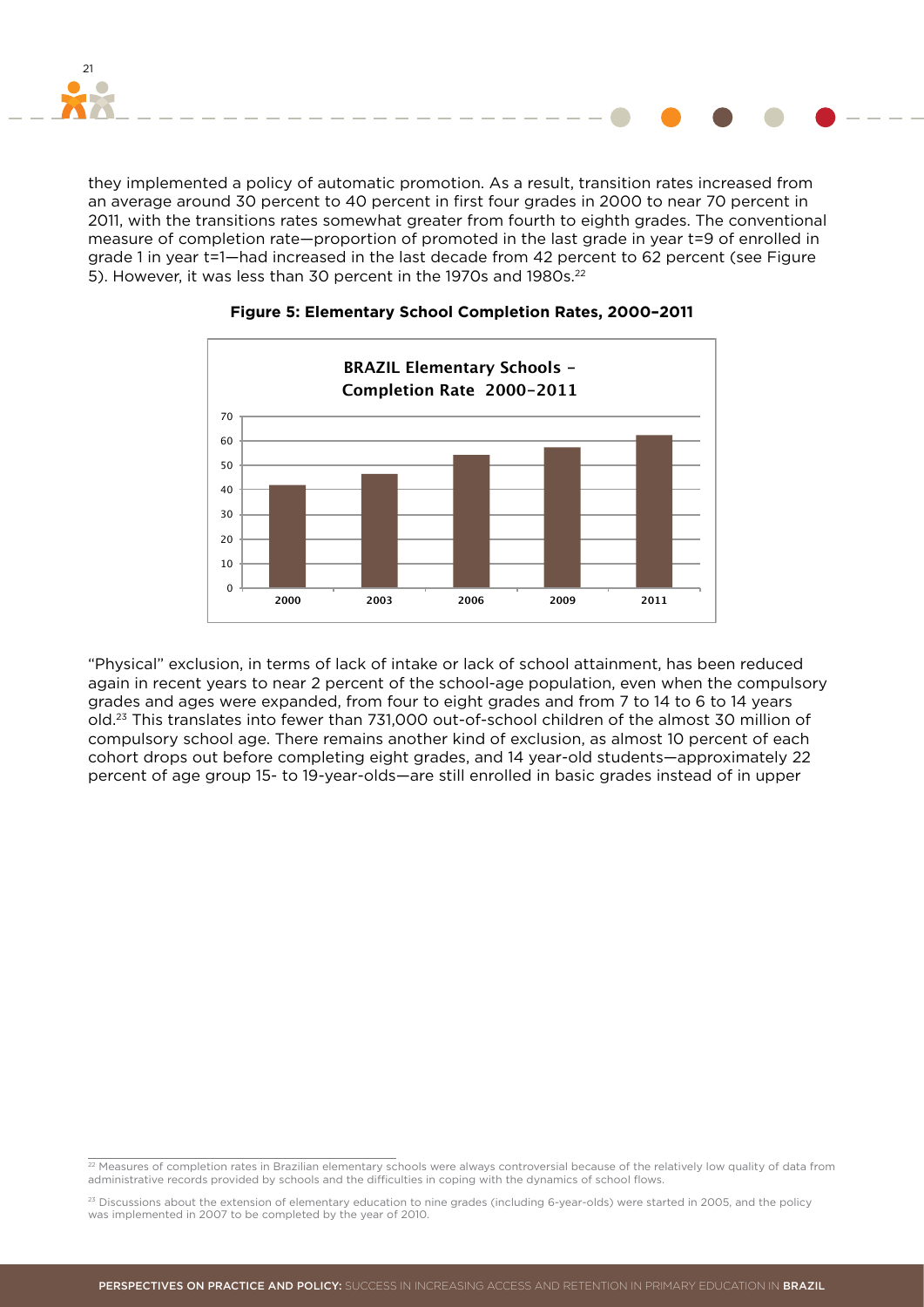they implemented a policy of automatic promotion. As a result, transition rates increased from an average around 30 percent to 40 percent in first four grades in 2000 to near 70 percent in 2011, with the transitions rates somewhat greater from fourth to eighth grades. The conventional measure of completion rate—proportion of promoted in the last grade in year t=9 of enrolled in grade 1 in year t=1—had increased in the last decade from 42 percent to 62 percent (see Figure 5). However, it was less than 30 percent in the 1970s and 1980s.[22]

**Figure 5: Elementary School Completion Rates, 2000–2011**

**BRAZIL Elementary Schools – Completion Rate 2000–2011**

| Year | Completion Rate (%) |
|---|---|
| 2000 | 42 |
| 2003 | 46 |
| 2006 | 54 |
| 2009 | 57 |
| 2011 | 62 |

"Physical" exclusion, in terms of lack of intake or lack of school attainment, has been reduced again in recent years to near 2 percent of the school-age population, even when the compulsory grades and ages were expanded, from four to eight grades and from 7 to 14 to 6 to 14 years old.[23] This translates into fewer than 731,000 out-of-school children of the almost 30 million of compulsory school age. There remains another kind of exclusion, as almost 10 percent of each cohort drops out before completing eight grades, and 14 year-old students—approximately 22 percent of age group 15- to 19-year-olds—are still enrolled in basic grades instead of in upper

[22] Measures of completion rates in Brazilian elementary schools were always controversial because of the relatively low quality of data from administrative records provided by schools and the difficulties in coping with the dynamics of school flows.

[23] Discussions about the extension of elementary education to nine grades (including 6-year-olds) were started in 2005, and the policy was implemented in 2007 to be completed by the year of 2010.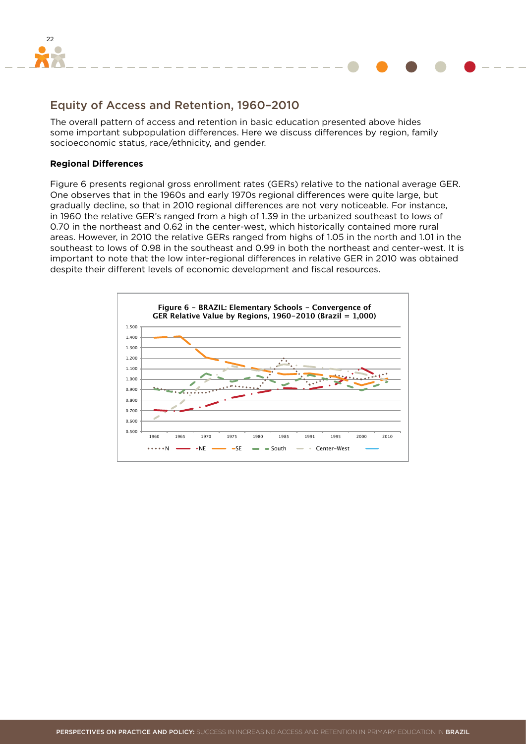## Equity of Access and Retention, 1960–2010

The overall pattern of access and retention in basic education presented above hides some important subpopulation differences. Here we discuss differences by region, family socioeconomic status, race/ethnicity, and gender.

**Regional Differences**

Figure 6 presents regional gross enrollment rates (GERs) relative to the national average GER. One observes that in the 1960s and early 1970s regional differences were quite large, but gradually decline, so that in 2010 regional differences are not very noticeable. For instance, in 1960 the relative GER's ranged from a high of 1.39 in the urbanized southeast to lows of 0.70 in the northeast and 0.62 in the center-west, which historically contained more rural areas. However, in 2010 the relative GERs ranged from highs of 1.05 in the north and 1.01 in the southeast to lows of 0.98 in the southeast and 0.99 in both the northeast and center-west. It is important to note that the low inter-regional differences in relative GER in 2010 was obtained despite their different levels of economic development and fiscal resources.

**Figure 6 – BRAZIL: Elementary Schools – Convergence of GER Relative Value by Regions, 1960–2010 (Brazil = 1,000)**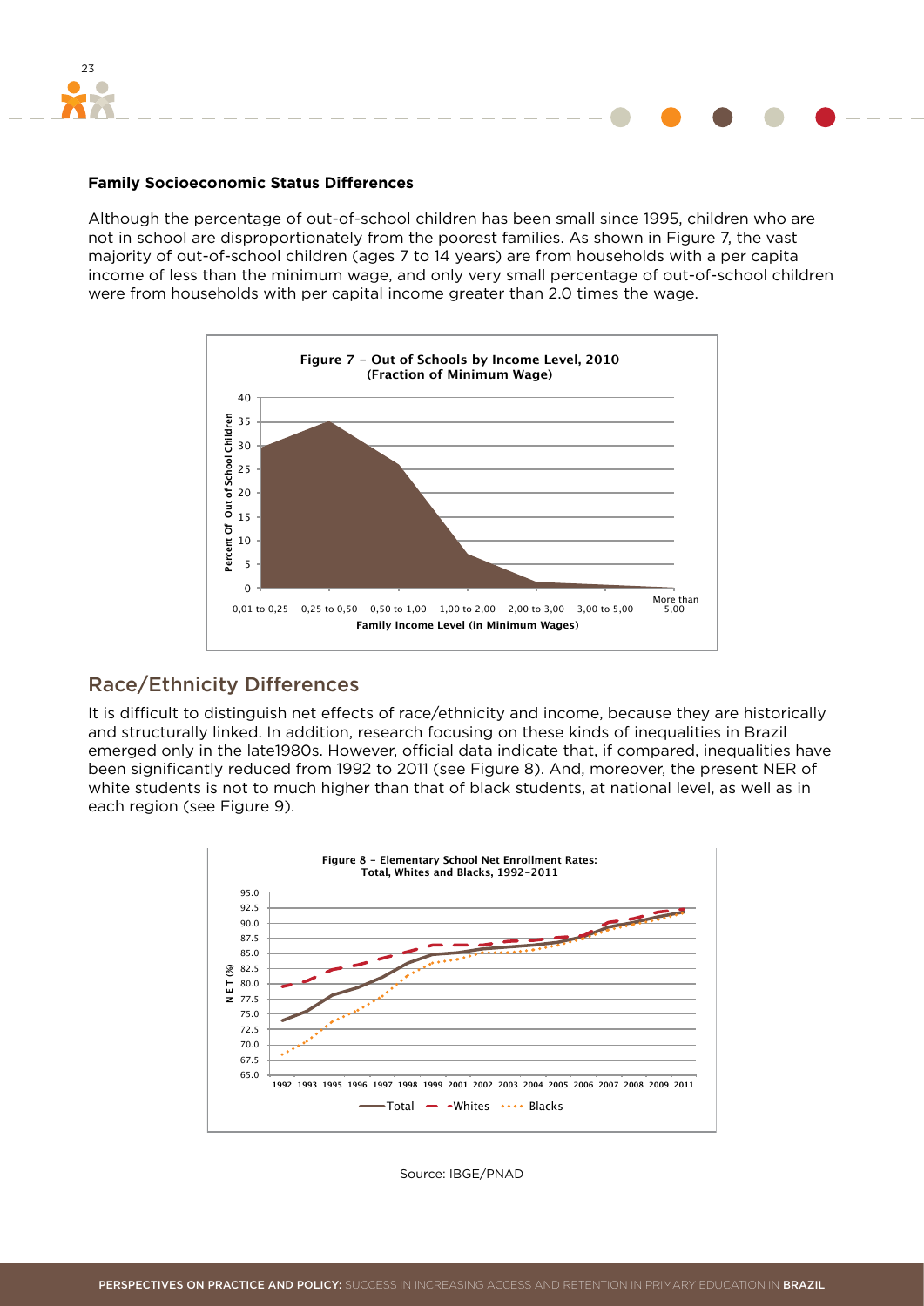**Family Socioeconomic Status Differences**

Although the percentage of out-of-school children has been small since 1995, children who are not in school are disproportionately from the poorest families. As shown in Figure 7, the vast majority of out-of-school children (ages 7 to 14 years) are from households with a per capita income of less than the minimum wage, and only very small percentage of out-of-school children were from households with per capital income greater than 2.0 times the wage.

**Figure 7 – Out of Schools by Income Level, 2010 (Fraction of Minimum Wage)**

## Race/Ethnicity Differences

It is difficult to distinguish net effects of race/ethnicity and income, because they are historically and structurally linked. In addition, research focusing on these kinds of inequalities in Brazil emerged only in the late1980s. However, official data indicate that, if compared, inequalities have been significantly reduced from 1992 to 2011 (see Figure 8). And, moreover, the present NER of white students is not to much higher than that of black students, at national level, as well as in each region (see Figure 9).

**Figure 8 – Elementary School Net Enrollment Rates: Total, Whites and Blacks, 1992–2011**

Source: IBGE/PNAD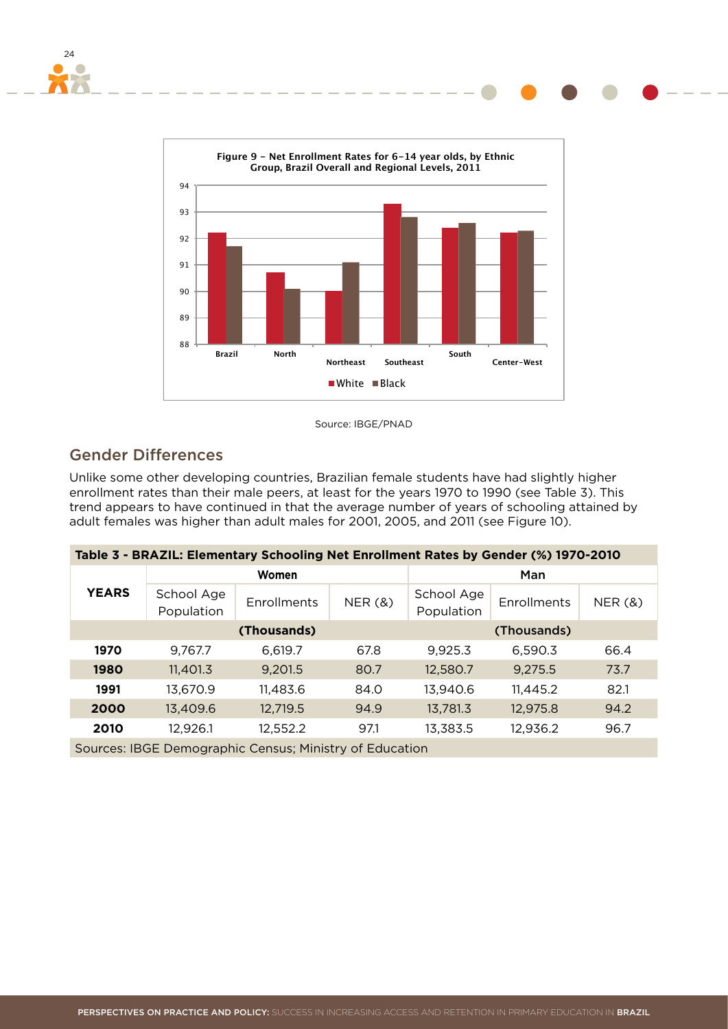**Figure 9 – Net Enrollment Rates for 6–14 year olds, by Ethnic Group, Brazil Overall and Regional Levels, 2011**

Source: IBGE/PNAD

## Gender Differences

Unlike some other developing countries, Brazilian female students have had slightly higher enrollment rates than their male peers, at least for the years 1970 to 1990 (see Table 3). This trend appears to have continued in that the average number of years of schooling attained by adult females was higher than adult males for 2001, 2005, and 2011 (see Figure 10).

**Table 3 - BRAZIL: Elementary Schooling Net Enrollment Rates by Gender (%) 1970-2010**

| YEARS | Women | | | Man | | |
|---|---|---|---|---|---|---|
| | School Age Population | Enrollments | NER (&) | School Age Population | Enrollments | NER (&) |
| | (Thousands) | | | (Thousands) | | |
| **1970** | 9,767.7 | 6,619.7 | 67.8 | 9,925.3 | 6,590.3 | 66.4 |
| **1980** | 11,401.3 | 9,201.5 | 80.7 | 12,580.7 | 9,275.5 | 73.7 |
| **1991** | 13,670.9 | 11,483.6 | 84.0 | 13,940.6 | 11,445.2 | 82.1 |
| **2000** | 13,409.6 | 12,719.5 | 94.9 | 13,781.3 | 12,975.8 | 94.2 |
| **2010** | 12,926.1 | 12,552.2 | 97.1 | 13,383.5 | 12,936.2 | 96.7 |

Sources: IBGE Demographic Census; Ministry of Education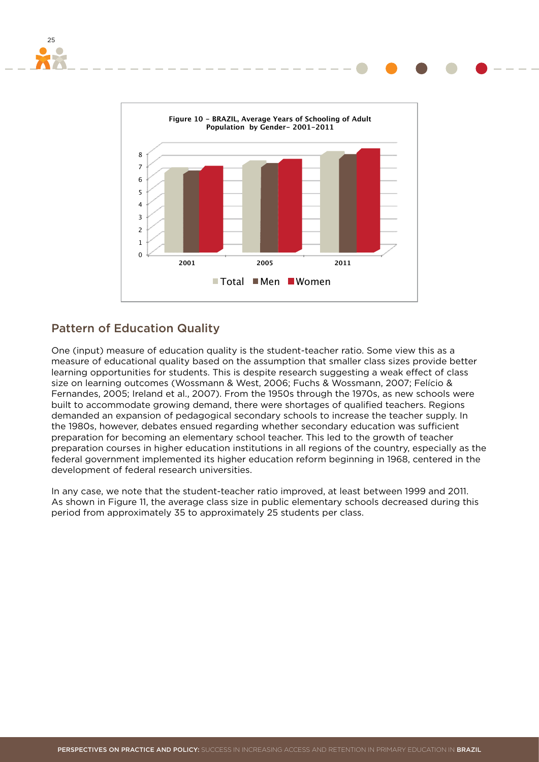**Figure 10 – BRAZIL, Average Years of Schooling of Adult Population by Gender– 2001-2011**

## Pattern of Education Quality

One (input) measure of education quality is the student-teacher ratio. Some view this as a measure of educational quality based on the assumption that smaller class sizes provide better learning opportunities for students. This is despite research suggesting a weak effect of class size on learning outcomes (Wossmann & West, 2006; Fuchs & Wossmann, 2007; Felício & Fernandes, 2005; Ireland et al., 2007). From the 1950s through the 1970s, as new schools were built to accommodate growing demand, there were shortages of qualified teachers. Regions demanded an expansion of pedagogical secondary schools to increase the teacher supply. In the 1980s, however, debates ensued regarding whether secondary education was sufficient preparation for becoming an elementary school teacher. This led to the growth of teacher preparation courses in higher education institutions in all regions of the country, especially as the federal government implemented its higher education reform beginning in 1968, centered in the development of federal research universities.

In any case, we note that the student-teacher ratio improved, at least between 1999 and 2011. As shown in Figure 11, the average class size in public elementary schools decreased during this period from approximately 35 to approximately 25 students per class.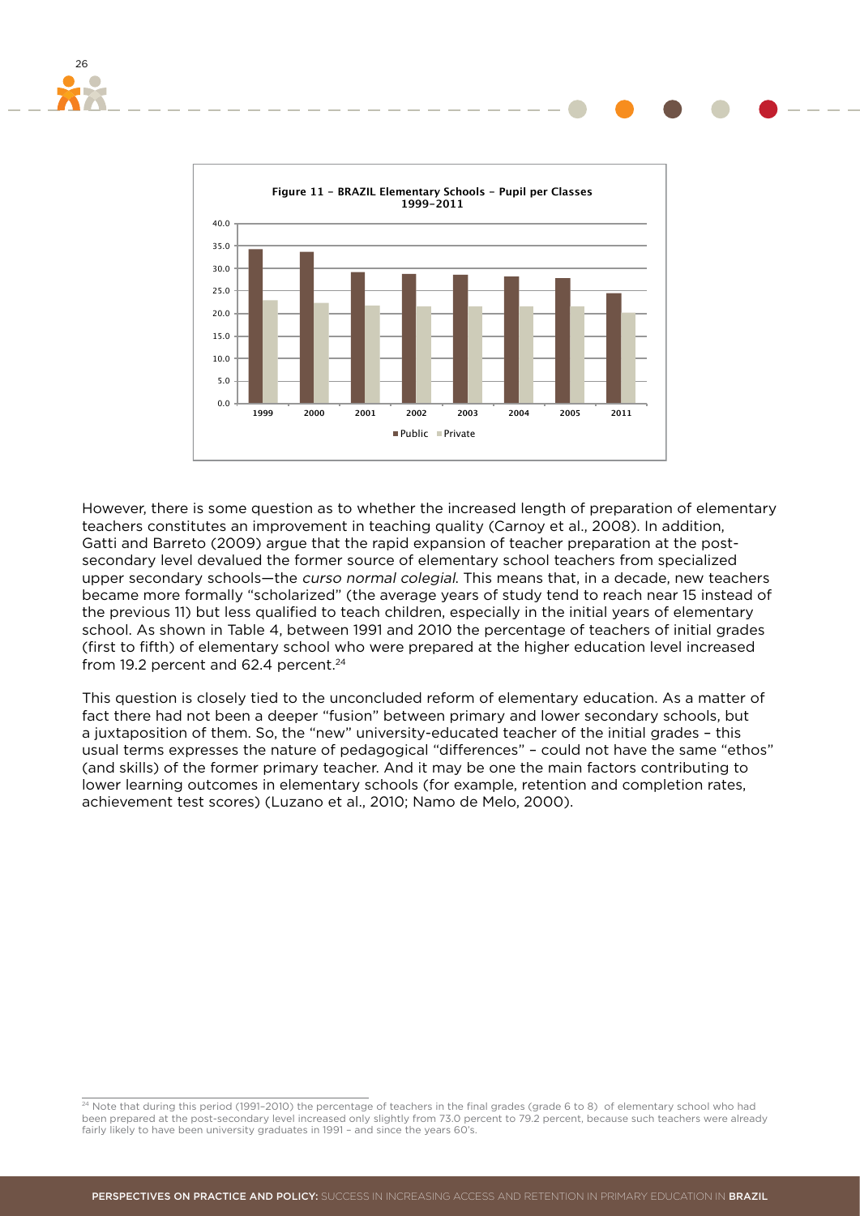**Figure 11 – BRAZIL Elementary Schools – Pupil per Classes 1999–2011**

However, there is some question as to whether the increased length of preparation of elementary teachers constitutes an improvement in teaching quality (Carnoy et al., 2008). In addition, Gatti and Barreto (2009) argue that the rapid expansion of teacher preparation at the post-secondary level devalued the former source of elementary school teachers from specialized upper secondary schools—the *curso normal colegial*. This means that, in a decade, new teachers became more formally "scholarized" (the average years of study tend to reach near 15 instead of the previous 11) but less qualified to teach children, especially in the initial years of elementary school. As shown in Table 4, between 1991 and 2010 the percentage of teachers of initial grades (first to fifth) of elementary school who were prepared at the higher education level increased from 19.2 percent and 62.4 percent.[24]

This question is closely tied to the unconcluded reform of elementary education. As a matter of fact there had not been a deeper "fusion" between primary and lower secondary schools, but a juxtaposition of them. So, the "new" university-educated teacher of the initial grades – this usual terms expresses the nature of pedagogical "differences" – could not have the same "ethos" (and skills) of the former primary teacher. And it may be one the main factors contributing to lower learning outcomes in elementary schools (for example, retention and completion rates, achievement test scores) (Luzano et al., 2010; Namo de Melo, 2000).

---

[24] Note that during this period (1991–2010) the percentage of teachers in the final grades (grade 6 to 8) of elementary school who had been prepared at the post-secondary level increased only slightly from 73.0 percent to 79.2 percent, because such teachers were already fairly likely to have been university graduates in 1991 – and since the years 60's.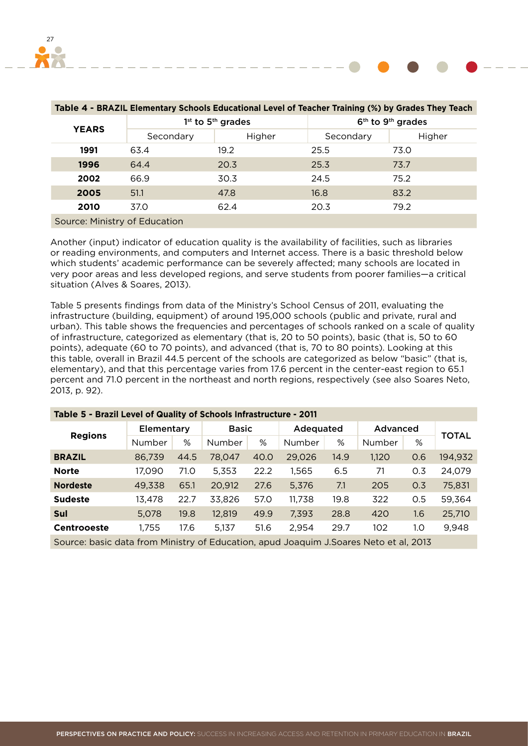**Table 4 - BRAZIL Elementary Schools Educational Level of Teacher Training (%) by Grades They Teach**

| YEARS | 1st to 5th grades | | 6th to 9th grades | |
|---|---|---|---|---|
| | Secondary | Higher | Secondary | Higher |
| **1991** | 63.4 | 19.2 | 25.5 | 73.0 |
| **1996** | 64.4 | 20.3 | 25.3 | 73.7 |
| **2002** | 66.9 | 30.3 | 24.5 | 75.2 |
| **2005** | 51.1 | 47.8 | 16.8 | 83.2 |
| **2010** | 37.0 | 62.4 | 20.3 | 79.2 |

Source: Ministry of Education

Another (input) indicator of education quality is the availability of facilities, such as libraries or reading environments, and computers and Internet access. There is a basic threshold below which students' academic performance can be severely affected; many schools are located in very poor areas and less developed regions, and serve students from poorer families—a critical situation (Alves & Soares, 2013).

Table 5 presents findings from data of the Ministry's School Census of 2011, evaluating the infrastructure (building, equipment) of around 195,000 schools (public and private, rural and urban). This table shows the frequencies and percentages of schools ranked on a scale of quality of infrastructure, categorized as elementary (that is, 20 to 50 points), basic (that is, 50 to 60 points), adequate (60 to 70 points), and advanced (that is, 70 to 80 points). Looking at this this table, overall in Brazil 44.5 percent of the schools are categorized as below "basic" (that is, elementary), and that this percentage varies from 17.6 percent in the center-east region to 65.1 percent and 71.0 percent in the northeast and north regions, respectively (see also Soares Neto, 2013, p. 92).

**Table 5 - Brazil Level of Quality of Schools Infrastructure - 2011**

| Regions | Elementary | | Basic | | Adequated | | Advanced | | TOTAL |
|---|---|---|---|---|---|---|---|---|---|
| | Number | % | Number | % | Number | % | Number | % | |
| **BRAZIL** | 86,739 | 44.5 | 78,047 | 40.0 | 29,026 | 14.9 | 1,120 | 0.6 | 194,932 |
| **Norte** | 17,090 | 71.0 | 5,353 | 22.2 | 1,565 | 6.5 | 71 | 0.3 | 24,079 |
| **Nordeste** | 49,338 | 65.1 | 20,912 | 27.6 | 5,376 | 7.1 | 205 | 0.3 | 75,831 |
| **Sudeste** | 13,478 | 22.7 | 33,826 | 57.0 | 11,738 | 19.8 | 322 | 0.5 | 59,364 |
| **Sul** | 5,078 | 19.8 | 12,819 | 49.9 | 7,393 | 28.8 | 420 | 1.6 | 25,710 |
| **Centrooeste** | 1,755 | 17.6 | 5,137 | 51.6 | 2,954 | 29.7 | 102 | 1.0 | 9,948 |

Source: basic data from Ministry of Education, apud Joaquim J.Soares Neto et al, 2013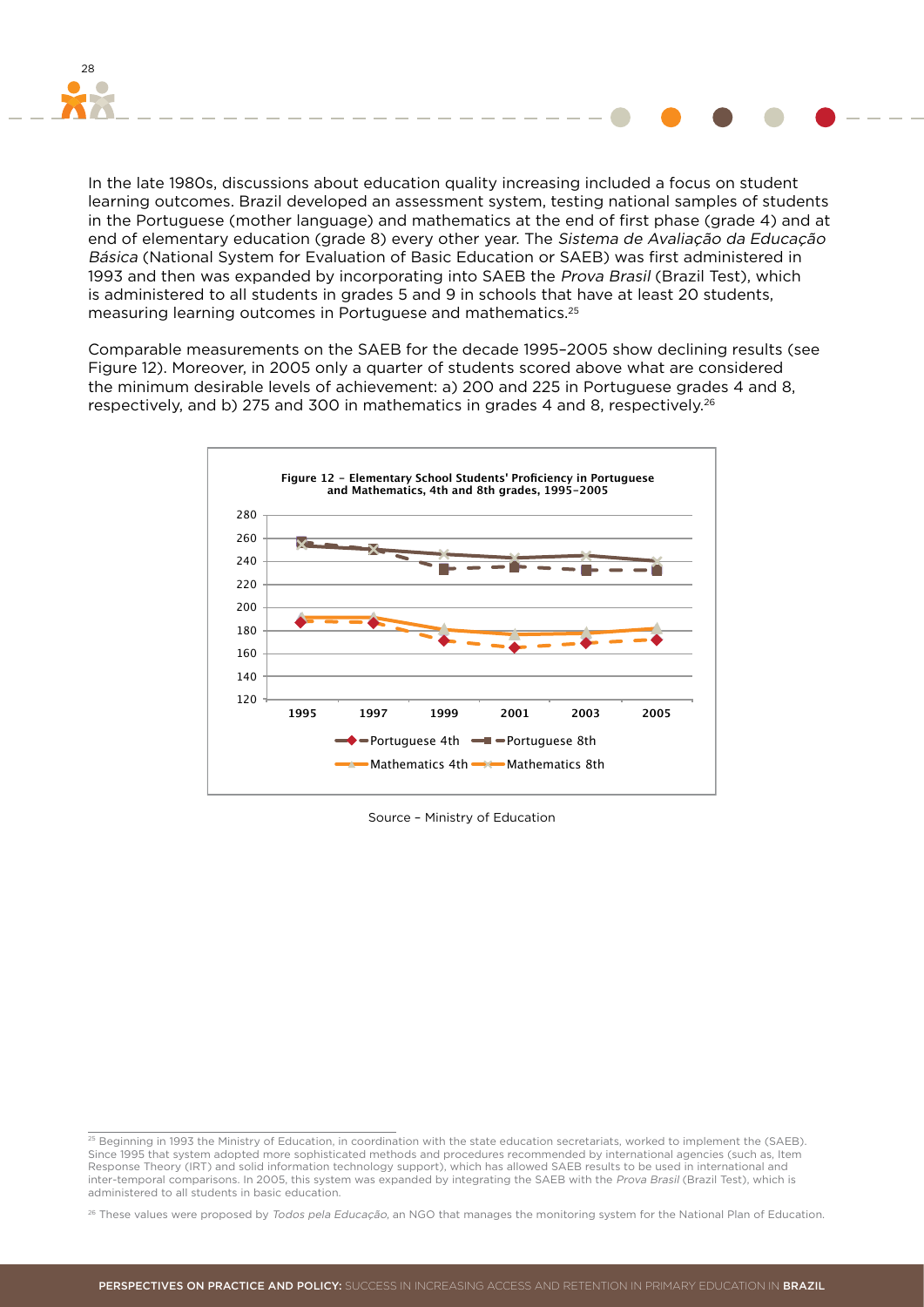In the late 1980s, discussions about education quality increasing included a focus on student learning outcomes. Brazil developed an assessment system, testing national samples of students in the Portuguese (mother language) and mathematics at the end of first phase (grade 4) and at end of elementary education (grade 8) every other year. The *Sistema de Avaliação da Educação Básica* (National System for Evaluation of Basic Education or SAEB) was first administered in 1993 and then was expanded by incorporating into SAEB the *Prova Brasil* (Brazil Test), which is administered to all students in grades 5 and 9 in schools that have at least 20 students, measuring learning outcomes in Portuguese and mathematics.[25]

Comparable measurements on the SAEB for the decade 1995–2005 show declining results (see Figure 12). Moreover, in 2005 only a quarter of students scored above what are considered the minimum desirable levels of achievement: a) 200 and 225 in Portuguese grades 4 and 8, respectively, and b) 275 and 300 in mathematics in grades 4 and 8, respectively.[26]

**Figure 12 – Elementary School Students' Proficiency in Portuguese and Mathematics, 4th and 8th grades, 1995–2005**

Source – Ministry of Education

---

[25] Beginning in 1993 the Ministry of Education, in coordination with the state education secretariats, worked to implement the (SAEB). Since 1995 that system adopted more sophisticated methods and procedures recommended by international agencies (such as, Item Response Theory (IRT) and solid information technology support), which has allowed SAEB results to be used in international and inter-temporal comparisons. In 2005, this system was expanded by integrating the SAEB with the *Prova Brasil* (Brazil Test), which is administered to all students in basic education.

[26] These values were proposed by *Todos pela Educação*, an NGO that manages the monitoring system for the National Plan of Education.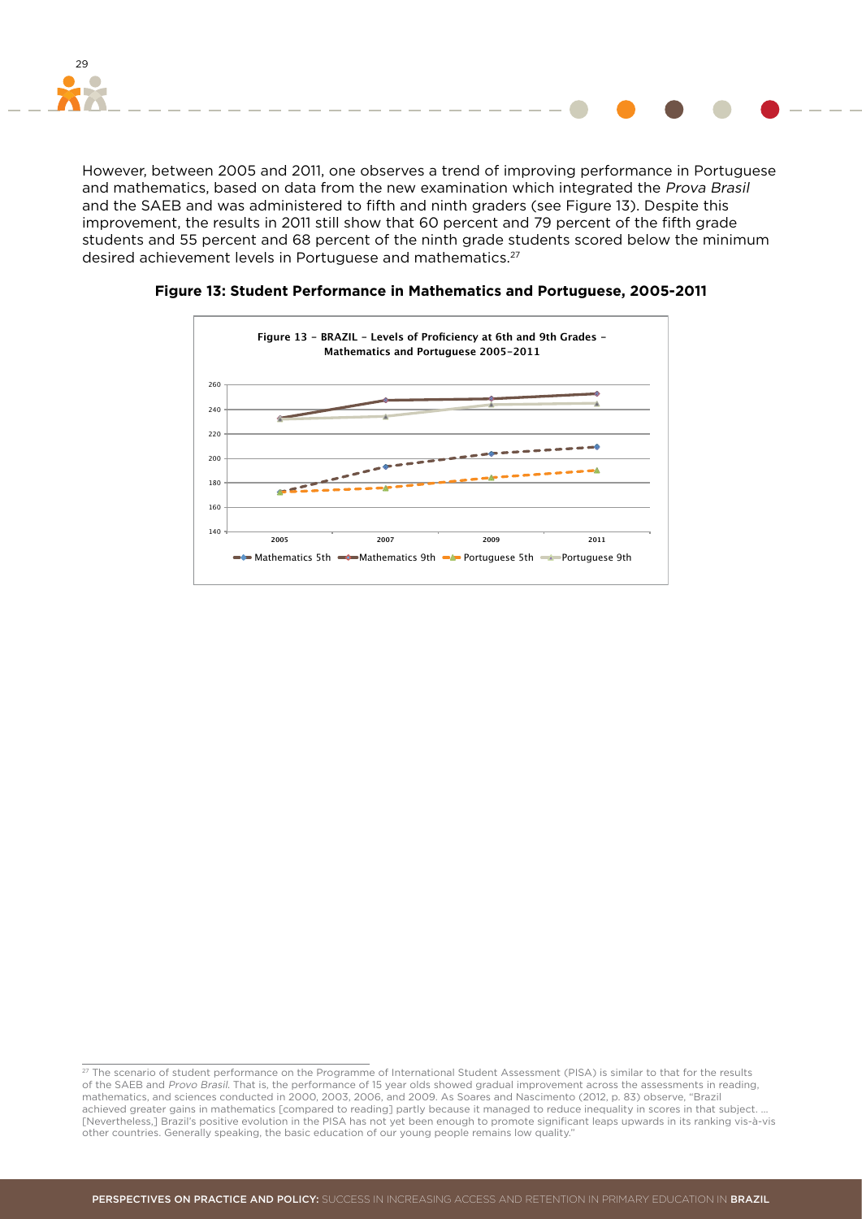However, between 2005 and 2011, one observes a trend of improving performance in Portuguese and mathematics, based on data from the new examination which integrated the *Prova Brasil* and the SAEB and was administered to fifth and ninth graders (see Figure 13). Despite this improvement, the results in 2011 still show that 60 percent and 79 percent of the fifth grade students and 55 percent and 68 percent of the ninth grade students scored below the minimum desired achievement levels in Portuguese and mathematics.[27]

**Figure 13: Student Performance in Mathematics and Portuguese, 2005-2011**

Figure 13 – BRAZIL – Levels of Proficiency at 6th and 9th Grades – Mathematics and Portuguese 2005–2011

Mathematics 5th, Mathematics 9th, Portuguese 5th, Portuguese 9th

---

[27] The scenario of student performance on the Programme of International Student Assessment (PISA) is similar to that for the results of the SAEB and *Provo Brasil*. That is, the performance of 15 year olds showed gradual improvement across the assessments in reading, mathematics, and sciences conducted in 2000, 2003, 2006, and 2009. As Soares and Nascimento (2012, p. 83) observe, "Brazil achieved greater gains in mathematics [compared to reading] partly because it managed to reduce inequality in scores in that subject. … [Nevertheless,] Brazil's positive evolution in the PISA has not yet been enough to promote significant leaps upwards in its ranking vis-à-vis other countries. Generally speaking, the basic education of our young people remains low quality."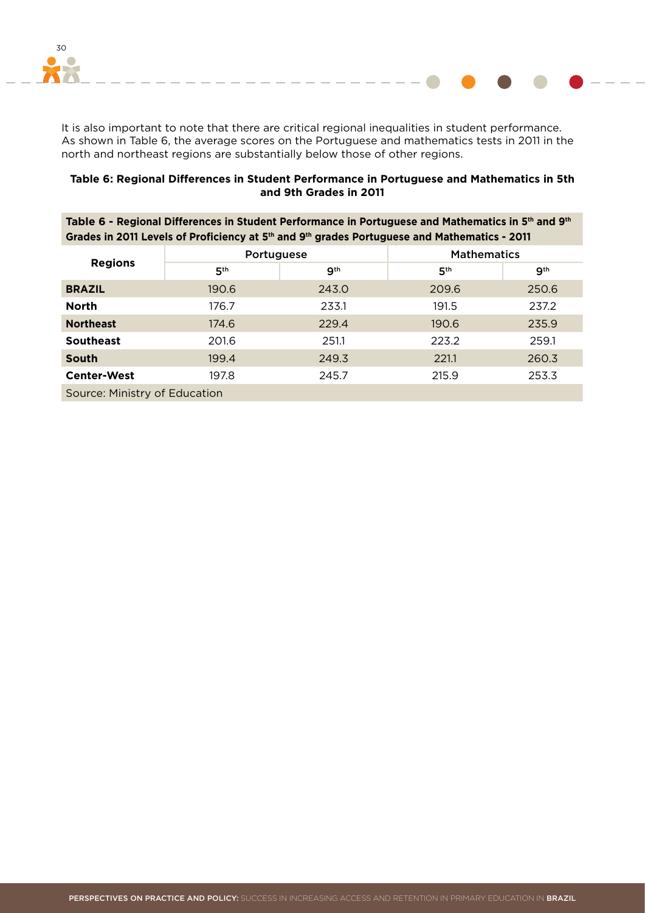It is also important to note that there are critical regional inequalities in student performance. As shown in Table 6, the average scores on the Portuguese and mathematics tests in 2011 in the north and northeast regions are substantially below those of other regions.

**Table 6: Regional Differences in Student Performance in Portuguese and Mathematics in 5th and 9th Grades in 2011**

**Table 6 - Regional Differences in Student Performance in Portuguese and Mathematics in 5th and 9th Grades in 2011 Levels of Proficiency at 5th and 9th grades Portuguese and Mathematics - 2011**

| Regions | Portuguese | | Mathematics | |
|---|---|---|---|---|
| | 5th | 9th | 5th | 9th |
| **BRAZIL** | 190.6 | 243.0 | 209.6 | 250.6 |
| **North** | 176.7 | 233.1 | 191.5 | 237.2 |
| **Northeast** | 174.6 | 229.4 | 190.6 | 235.9 |
| **Southeast** | 201.6 | 251.1 | 223.2 | 259.1 |
| **South** | 199.4 | 249.3 | 221.1 | 260.3 |
| **Center-West** | 197.8 | 245.7 | 215.9 | 253.3 |

Source: Ministry of Education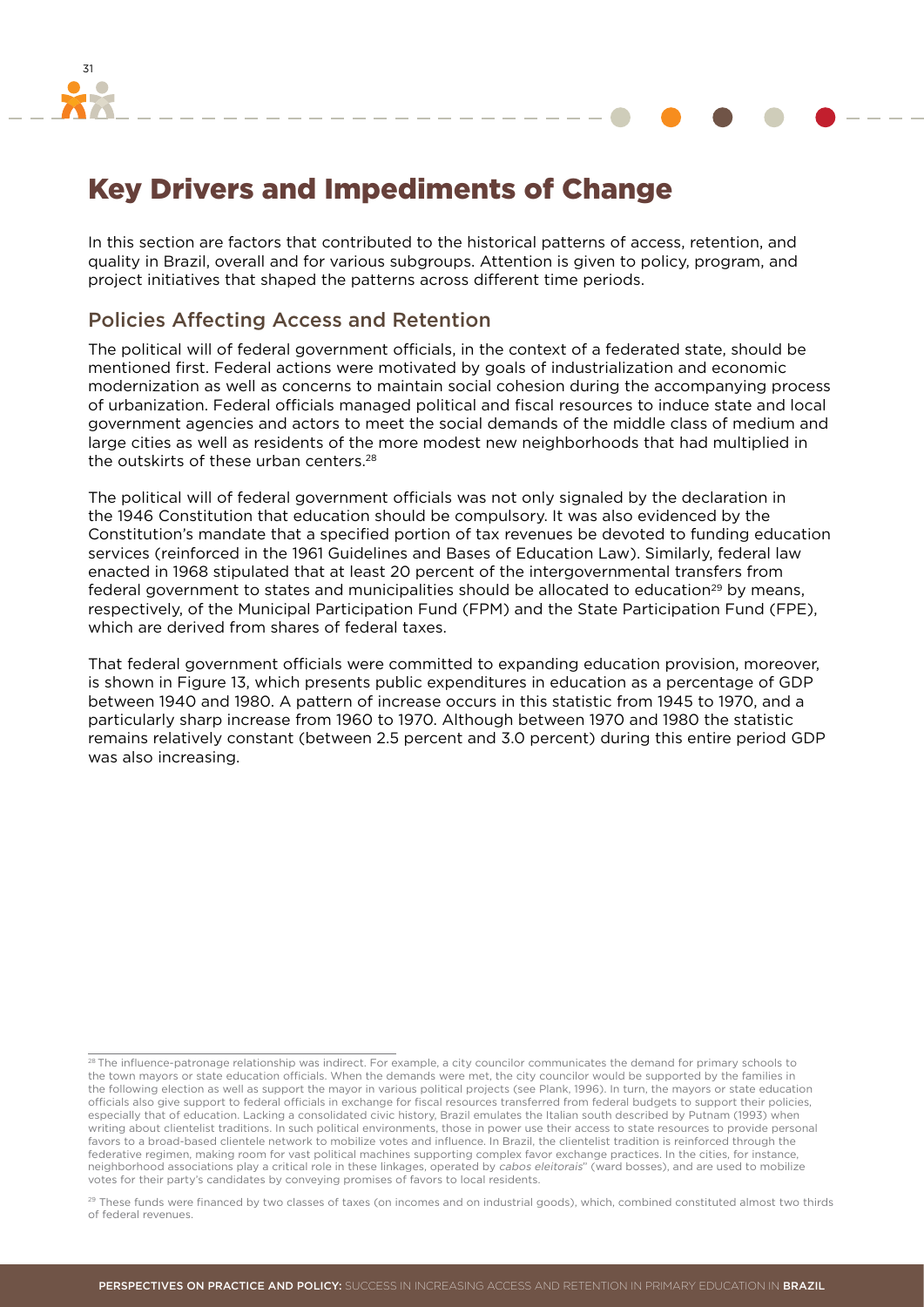# Key Drivers and Impediments of Change

In this section are factors that contributed to the historical patterns of access, retention, and quality in Brazil, overall and for various subgroups. Attention is given to policy, program, and project initiatives that shaped the patterns across different time periods.

## Policies Affecting Access and Retention

The political will of federal government officials, in the context of a federated state, should be mentioned first. Federal actions were motivated by goals of industrialization and economic modernization as well as concerns to maintain social cohesion during the accompanying process of urbanization. Federal officials managed political and fiscal resources to induce state and local government agencies and actors to meet the social demands of the middle class of medium and large cities as well as residents of the more modest new neighborhoods that had multiplied in the outskirts of these urban centers.[28]

The political will of federal government officials was not only signaled by the declaration in the 1946 Constitution that education should be compulsory. It was also evidenced by the Constitution's mandate that a specified portion of tax revenues be devoted to funding education services (reinforced in the 1961 Guidelines and Bases of Education Law). Similarly, federal law enacted in 1968 stipulated that at least 20 percent of the intergovernmental transfers from federal government to states and municipalities should be allocated to education[29] by means, respectively, of the Municipal Participation Fund (FPM) and the State Participation Fund (FPE), which are derived from shares of federal taxes.

That federal government officials were committed to expanding education provision, moreover, is shown in Figure 13, which presents public expenditures in education as a percentage of GDP between 1940 and 1980. A pattern of increase occurs in this statistic from 1945 to 1970, and a particularly sharp increase from 1960 to 1970. Although between 1970 and 1980 the statistic remains relatively constant (between 2.5 percent and 3.0 percent) during this entire period GDP was also increasing.

---

[28] The influence-patronage relationship was indirect. For example, a city councilor communicates the demand for primary schools to the town mayors or state education officials. When the demands were met, the city councilor would be supported by the families in the following election as well as support the mayor in various political projects (see Plank, 1996). In turn, the mayors or state education officials also give support to federal officials in exchange for fiscal resources transferred from federal budgets to support their policies, especially that of education. Lacking a consolidated civic history, Brazil emulates the Italian south described by Putnam (1993) when writing about clientelist traditions. In such political environments, those in power use their access to state resources to provide personal favors to a broad-based clientele network to mobilize votes and influence. In Brazil, the clientelist tradition is reinforced through the federative regimen, making room for vast political machines supporting complex favor exchange practices. In the cities, for instance, neighborhood associations play a critical role in these linkages, operated by *cabos eleitorais*" (ward bosses), and are used to mobilize votes for their party's candidates by conveying promises of favors to local residents.

[29] These funds were financed by two classes of taxes (on incomes and on industrial goods), which, combined constituted almost two thirds of federal revenues.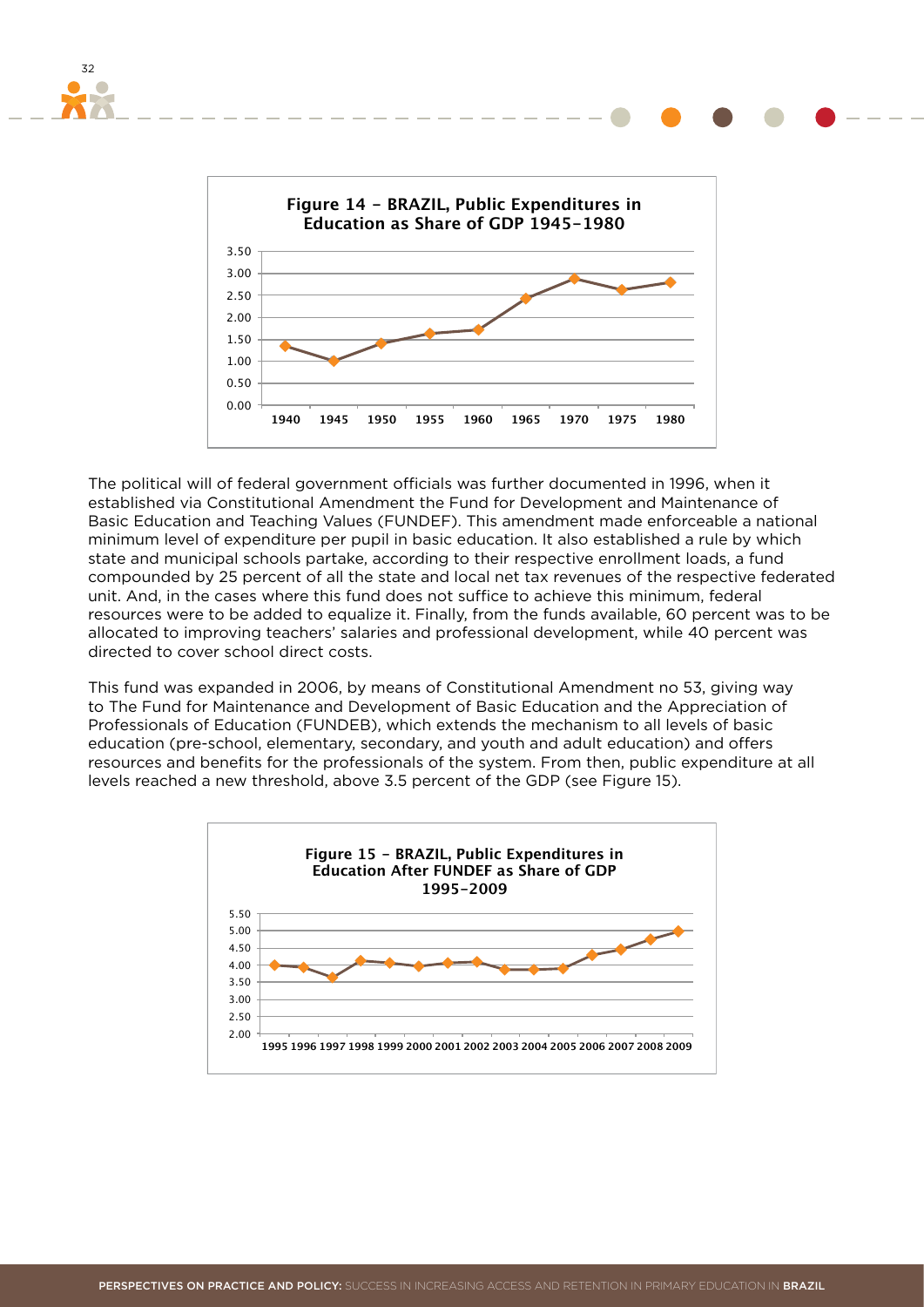**Figure 14 – BRAZIL, Public Expenditures in Education as Share of GDP 1945-1980**

The political will of federal government officials was further documented in 1996, when it established via Constitutional Amendment the Fund for Development and Maintenance of Basic Education and Teaching Values (FUNDEF). This amendment made enforceable a national minimum level of expenditure per pupil in basic education. It also established a rule by which state and municipal schools partake, according to their respective enrollment loads, a fund compounded by 25 percent of all the state and local net tax revenues of the respective federated unit. And, in the cases where this fund does not suffice to achieve this minimum, federal resources were to be added to equalize it. Finally, from the funds available, 60 percent was to be allocated to improving teachers' salaries and professional development, while 40 percent was directed to cover school direct costs.

This fund was expanded in 2006, by means of Constitutional Amendment no 53, giving way to The Fund for Maintenance and Development of Basic Education and the Appreciation of Professionals of Education (FUNDEB), which extends the mechanism to all levels of basic education (pre-school, elementary, secondary, and youth and adult education) and offers resources and benefits for the professionals of the system. From then, public expenditure at all levels reached a new threshold, above 3.5 percent of the GDP (see Figure 15).

**Figure 15 – BRAZIL, Public Expenditures in Education After FUNDEF as Share of GDP 1995-2009**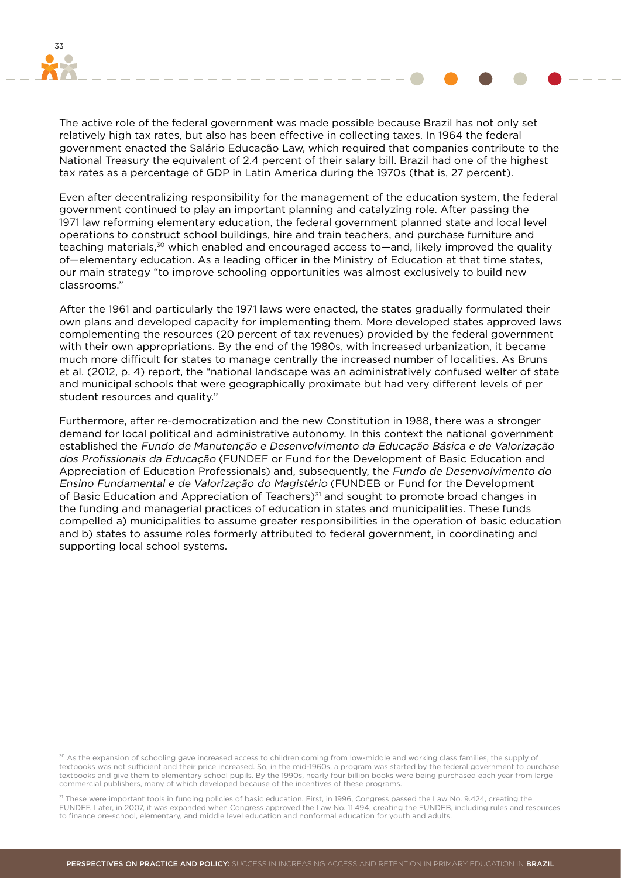The active role of the federal government was made possible because Brazil has not only set relatively high tax rates, but also has been effective in collecting taxes. In 1964 the federal government enacted the Salário Educação Law, which required that companies contribute to the National Treasury the equivalent of 2.4 percent of their salary bill. Brazil had one of the highest tax rates as a percentage of GDP in Latin America during the 1970s (that is, 27 percent).

Even after decentralizing responsibility for the management of the education system, the federal government continued to play an important planning and catalyzing role. After passing the 1971 law reforming elementary education, the federal government planned state and local level operations to construct school buildings, hire and train teachers, and purchase furniture and teaching materials,[30] which enabled and encouraged access to—and, likely improved the quality of—elementary education. As a leading officer in the Ministry of Education at that time states, our main strategy "to improve schooling opportunities was almost exclusively to build new classrooms."

After the 1961 and particularly the 1971 laws were enacted, the states gradually formulated their own plans and developed capacity for implementing them. More developed states approved laws complementing the resources (20 percent of tax revenues) provided by the federal government with their own appropriations. By the end of the 1980s, with increased urbanization, it became much more difficult for states to manage centrally the increased number of localities. As Bruns et al. (2012, p. 4) report, the "national landscape was an administratively confused welter of state and municipal schools that were geographically proximate but had very different levels of per student resources and quality."

Furthermore, after re-democratization and the new Constitution in 1988, there was a stronger demand for local political and administrative autonomy. In this context the national government established the *Fundo de Manutenção e Desenvolvimento da Educação Básica e de Valorização dos Profissionais da Educação* (FUNDEF or Fund for the Development of Basic Education and Appreciation of Education Professionals) and, subsequently, the *Fundo de Desenvolvimento do Ensino Fundamental e de Valorização do Magistério* (FUNDEB or Fund for the Development of Basic Education and Appreciation of Teachers)[31] and sought to promote broad changes in the funding and managerial practices of education in states and municipalities. These funds compelled a) municipalities to assume greater responsibilities in the operation of basic education and b) states to assume roles formerly attributed to federal government, in coordinating and supporting local school systems.

---

[30] As the expansion of schooling gave increased access to children coming from low-middle and working class families, the supply of textbooks was not sufficient and their price increased. So, in the mid-1960s, a program was started by the federal government to purchase textbooks and give them to elementary school pupils. By the 1990s, nearly four billion books were being purchased each year from large commercial publishers, many of which developed because of the incentives of these programs.

[31] These were important tools in funding policies of basic education. First, in 1996, Congress passed the Law No. 9.424, creating the FUNDEF. Later, in 2007, it was expanded when Congress approved the Law No. 11.494, creating the FUNDEB, including rules and resources to finance pre-school, elementary, and middle level education and nonformal education for youth and adults.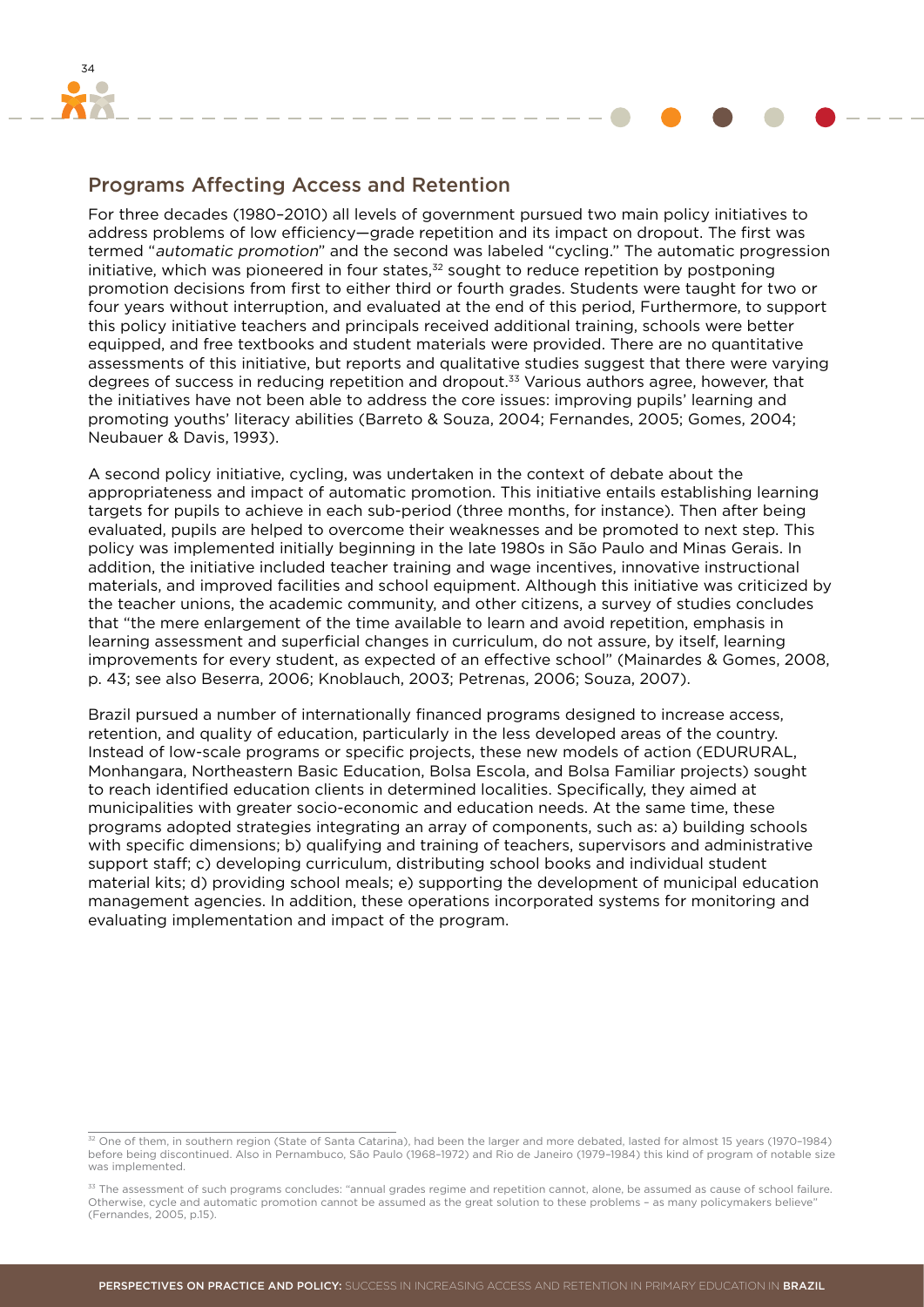## Programs Affecting Access and Retention

For three decades (1980–2010) all levels of government pursued two main policy initiatives to address problems of low efficiency—grade repetition and its impact on dropout. The first was termed "*automatic promotion*" and the second was labeled "cycling." The automatic progression initiative, which was pioneered in four states,[32] sought to reduce repetition by postponing promotion decisions from first to either third or fourth grades. Students were taught for two or four years without interruption, and evaluated at the end of this period, Furthermore, to support this policy initiative teachers and principals received additional training, schools were better equipped, and free textbooks and student materials were provided. There are no quantitative assessments of this initiative, but reports and qualitative studies suggest that there were varying degrees of success in reducing repetition and dropout.[33] Various authors agree, however, that the initiatives have not been able to address the core issues: improving pupils' learning and promoting youths' literacy abilities (Barreto & Souza, 2004; Fernandes, 2005; Gomes, 2004; Neubauer & Davis, 1993).

A second policy initiative, cycling, was undertaken in the context of debate about the appropriateness and impact of automatic promotion. This initiative entails establishing learning targets for pupils to achieve in each sub-period (three months, for instance). Then after being evaluated, pupils are helped to overcome their weaknesses and be promoted to next step. This policy was implemented initially beginning in the late 1980s in São Paulo and Minas Gerais. In addition, the initiative included teacher training and wage incentives, innovative instructional materials, and improved facilities and school equipment. Although this initiative was criticized by the teacher unions, the academic community, and other citizens, a survey of studies concludes that "the mere enlargement of the time available to learn and avoid repetition, emphasis in learning assessment and superficial changes in curriculum, do not assure, by itself, learning improvements for every student, as expected of an effective school" (Mainardes & Gomes, 2008, p. 43; see also Beserra, 2006; Knoblauch, 2003; Petrenas, 2006; Souza, 2007).

Brazil pursued a number of internationally financed programs designed to increase access, retention, and quality of education, particularly in the less developed areas of the country. Instead of low-scale programs or specific projects, these new models of action (EDURURAL, Monhangara, Northeastern Basic Education, Bolsa Escola, and Bolsa Familiar projects) sought to reach identified education clients in determined localities. Specifically, they aimed at municipalities with greater socio-economic and education needs. At the same time, these programs adopted strategies integrating an array of components, such as: a) building schools with specific dimensions; b) qualifying and training of teachers, supervisors and administrative support staff; c) developing school curriculum, distributing school books and individual student material kits; d) providing school meals; e) supporting the development of municipal education management agencies. In addition, these operations incorporated systems for monitoring and evaluating implementation and impact of the program.

---

[32] One of them, in southern region (State of Santa Catarina), had been the larger and more debated, lasted for almost 15 years (1970–1984) before being discontinued. Also in Pernambuco, São Paulo (1968–1972) and Rio de Janeiro (1979–1984) this kind of program of notable size was implemented.

[33] The assessment of such programs concludes: "annual grades regime and repetition cannot, alone, be assumed as cause of school failure. Otherwise, cycle and automatic promotion cannot be assumed as the great solution to these problems – as many policymakers believe" (Fernandes, 2005, p.15).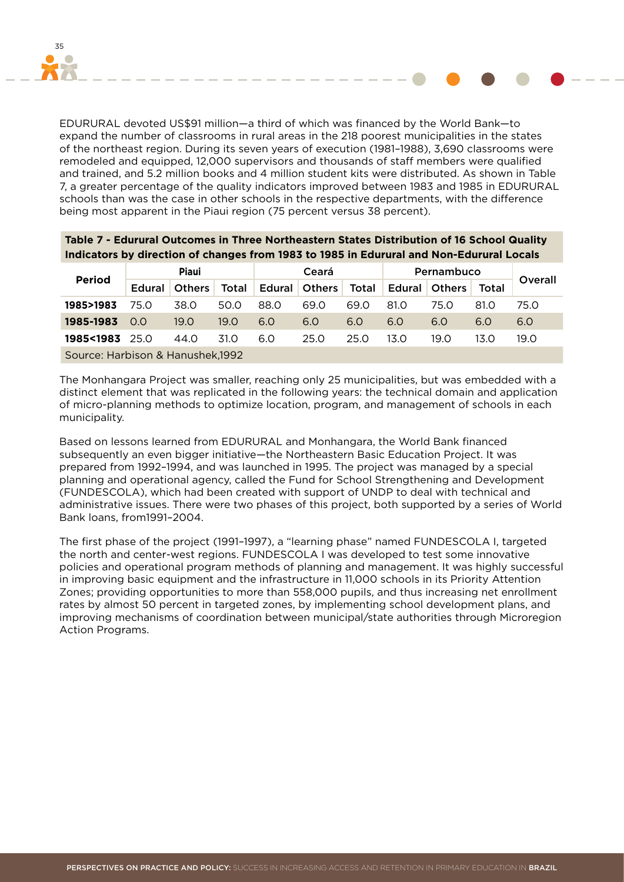EDURURAL devoted US$91 million—a third of which was financed by the World Bank—to expand the number of classrooms in rural areas in the 218 poorest municipalities in the states of the northeast region. During its seven years of execution (1981–1988), 3,690 classrooms were remodeled and equipped, 12,000 supervisors and thousands of staff members were qualified and trained, and 5.2 million books and 4 million student kits were distributed. As shown in Table 7, a greater percentage of the quality indicators improved between 1983 and 1985 in EDURURAL schools than was the case in other schools in the respective departments, with the difference being most apparent in the Piaui region (75 percent versus 38 percent).

**Table 7 - Edurural Outcomes in Three Northeastern States Distribution of 16 School Quality Indicators by direction of changes from 1983 to 1985 in Edurural and Non-Edurural Locals**

| Period | Piaui | | | Ceará | | | Pernambuco | | | Overall |
|---|---|---|---|---|---|---|---|---|---|---|
| | Edural | Others | Total | Edural | Others | Total | Edural | Others | Total | |
| **1985>1983** | 75.0 | 38.0 | 50.0 | 88.0 | 69.0 | 69.0 | 81.0 | 75.0 | 81.0 | 75.0 |
| **1985-1983** | 0.0 | 19.0 | 19.0 | 6.0 | 6.0 | 6.0 | 6.0 | 6.0 | 6.0 | 6.0 |
| **1985<1983** | 25.0 | 44.0 | 31.0 | 6.0 | 25.0 | 25.0 | 13.0 | 19.0 | 13.0 | 19.0 |

Source: Harbison & Hanushek,1992

The Monhangara Project was smaller, reaching only 25 municipalities, but was embedded with a distinct element that was replicated in the following years: the technical domain and application of micro-planning methods to optimize location, program, and management of schools in each municipality.

Based on lessons learned from EDURURAL and Monhangara, the World Bank financed subsequently an even bigger initiative—the Northeastern Basic Education Project. It was prepared from 1992–1994, and was launched in 1995. The project was managed by a special planning and operational agency, called the Fund for School Strengthening and Development (FUNDESCOLA), which had been created with support of UNDP to deal with technical and administrative issues. There were two phases of this project, both supported by a series of World Bank loans, from1991–2004.

The first phase of the project (1991–1997), a "learning phase" named FUNDESCOLA I, targeted the north and center-west regions. FUNDESCOLA I was developed to test some innovative policies and operational program methods of planning and management. It was highly successful in improving basic equipment and the infrastructure in 11,000 schools in its Priority Attention Zones; providing opportunities to more than 558,000 pupils, and thus increasing net enrollment rates by almost 50 percent in targeted zones, by implementing school development plans, and improving mechanisms of coordination between municipal/state authorities through Microregion Action Programs.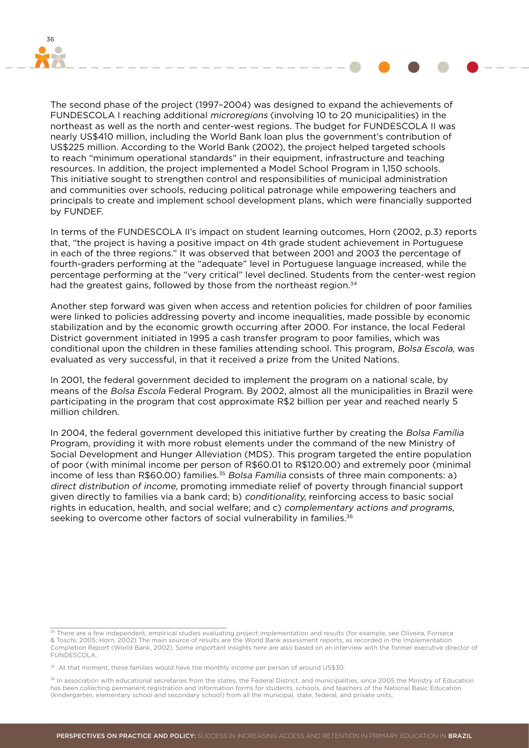The second phase of the project (1997–2004) was designed to expand the achievements of FUNDESCOLA I reaching additional *microregions* (involving 10 to 20 municipalities) in the northeast as well as the north and center-west regions. The budget for FUNDESCOLA II was nearly US$410 million, including the World Bank loan plus the government's contribution of US$225 million. According to the World Bank (2002), the project helped targeted schools to reach "minimum operational standards" in their equipment, infrastructure and teaching resources. In addition, the project implemented a Model School Program in 1,150 schools. This initiative sought to strengthen control and responsibilities of municipal administration and communities over schools, reducing political patronage while empowering teachers and principals to create and implement school development plans, which were financially supported by FUNDEF.

In terms of the FUNDESCOLA II's impact on student learning outcomes, Horn (2002, p.3) reports that, "the project is having a positive impact on 4th grade student achievement in Portuguese in each of the three regions." It was observed that between 2001 and 2003 the percentage of fourth-graders performing at the "adequate" level in Portuguese language increased, while the percentage performing at the "very critical" level declined. Students from the center-west region had the greatest gains, followed by those from the northeast region.[34]

Another step forward was given when access and retention policies for children of poor families were linked to policies addressing poverty and income inequalities, made possible by economic stabilization and by the economic growth occurring after 2000. For instance, the local Federal District government initiated in 1995 a cash transfer program to poor families, which was conditional upon the children in these families attending school. This program, *Bolsa Escola*, was evaluated as very successful, in that it received a prize from the United Nations.

In 2001, the federal government decided to implement the program on a national scale, by means of the *Bolsa Escola* Federal Program. By 2002, almost all the municipalities in Brazil were participating in the program that cost approximate R$2 billion per year and reached nearly 5 million children.

In 2004, the federal government developed this initiative further by creating the *Bolsa Família* Program, providing it with more robust elements under the command of the new Ministry of Social Development and Hunger Alleviation (MDS). This program targeted the entire population of poor (with minimal income per person of R$60.01 to R$120.00) and extremely poor (minimal income of less than R$60.00) families.[35] *Bolsa Família* consists of three main components: a) *direct distribution of income*, promoting immediate relief of poverty through financial support given directly to families via a bank card; b) *conditionality,* reinforcing access to basic social rights in education, health, and social welfare; and c) *complementary actions and programs*, seeking to overcome other factors of social vulnerability in families.[36]

---

[34] There are a few independent, empirical studies evaluating project implementation and results (for example, see Oliveira, Fonseca & Toschi, 2005; Horn, 2002) The main source of results are the World Bank assessment reports, as recorded in the Implementation Completion Report (World Bank, 2002). Some important insights here are also based on an interview with the former executive director of FUNDESCOLA.

[35] At that moment, these families would have the monthly income per person of around US$30.

[36] In association with educational secretaries from the states, the Federal District, and municipalities, since 2005 the Ministry of Education has been collecting permanent registration and information forms for students, schools, and teachers of the National Basic Education (kindergarten, elementary school and secondary school) from all the municipal, state, federal, and private units.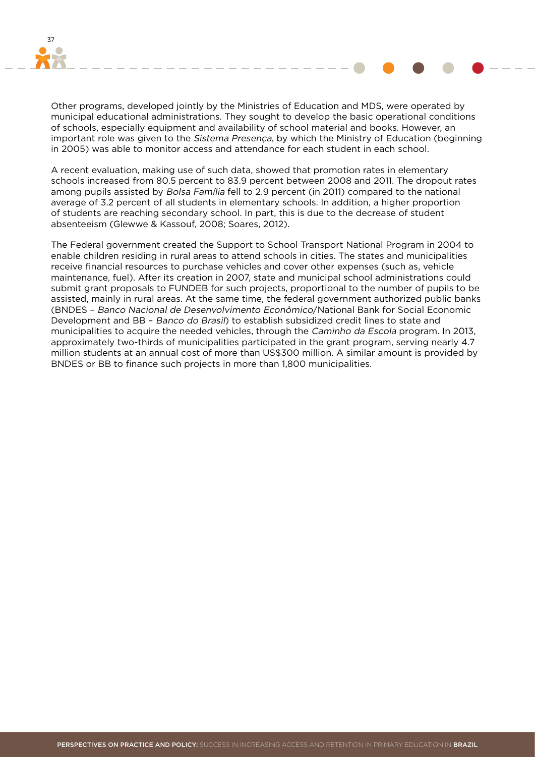Other programs, developed jointly by the Ministries of Education and MDS, were operated by municipal educational administrations. They sought to develop the basic operational conditions of schools, especially equipment and availability of school material and books. However, an important role was given to the *Sistema Presença,* by which the Ministry of Education (beginning in 2005) was able to monitor access and attendance for each student in each school.

A recent evaluation, making use of such data, showed that promotion rates in elementary schools increased from 80.5 percent to 83.9 percent between 2008 and 2011. The dropout rates among pupils assisted by *Bolsa Família* fell to 2.9 percent (in 2011) compared to the national average of 3.2 percent of all students in elementary schools. In addition, a higher proportion of students are reaching secondary school. In part, this is due to the decrease of student absenteeism (Glewwe & Kassouf, 2008; Soares, 2012).

The Federal government created the Support to School Transport National Program in 2004 to enable children residing in rural areas to attend schools in cities. The states and municipalities receive financial resources to purchase vehicles and cover other expenses (such as, vehicle maintenance, fuel). After its creation in 2007, state and municipal school administrations could submit grant proposals to FUNDEB for such projects, proportional to the number of pupils to be assisted, mainly in rural areas. At the same time, the federal government authorized public banks (BNDES – *Banco Nacional de Desenvolvimento Econômico*/National Bank for Social Economic Development and BB – *Banco do Brasil*) to establish subsidized credit lines to state and municipalities to acquire the needed vehicles, through the *Caminho da Escola* program. In 2013, approximately two-thirds of municipalities participated in the grant program, serving nearly 4.7 million students at an annual cost of more than US$300 million. A similar amount is provided by BNDES or BB to finance such projects in more than 1,800 municipalities.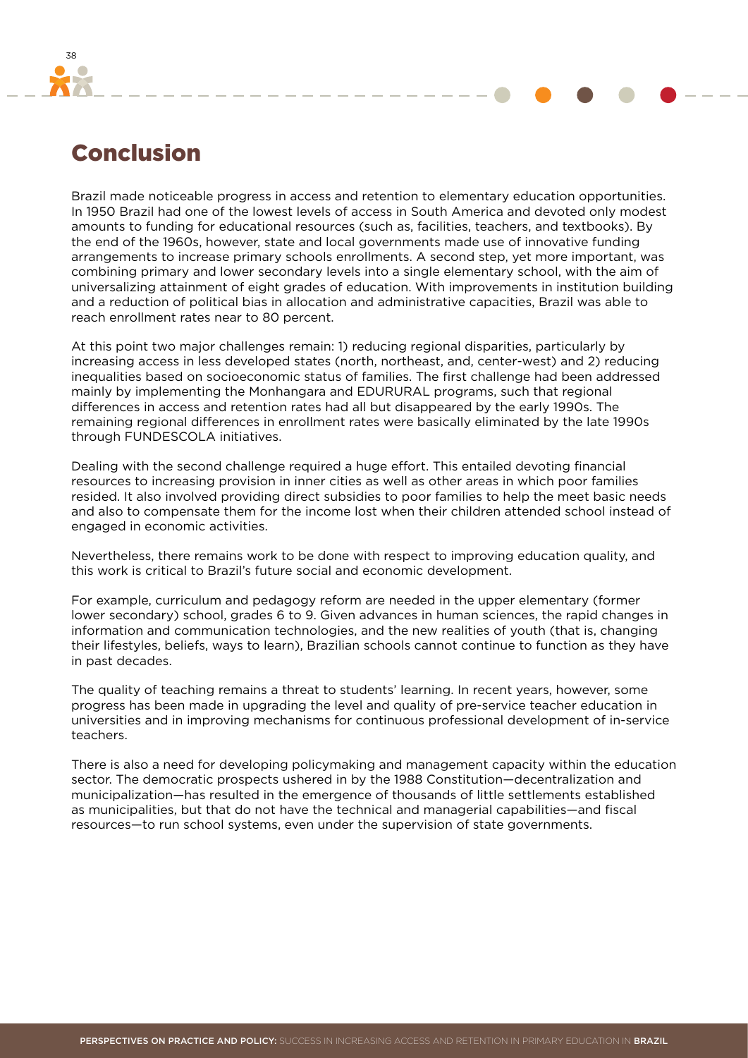# Conclusion

Brazil made noticeable progress in access and retention to elementary education opportunities. In 1950 Brazil had one of the lowest levels of access in South America and devoted only modest amounts to funding for educational resources (such as, facilities, teachers, and textbooks). By the end of the 1960s, however, state and local governments made use of innovative funding arrangements to increase primary schools enrollments. A second step, yet more important, was combining primary and lower secondary levels into a single elementary school, with the aim of universalizing attainment of eight grades of education. With improvements in institution building and a reduction of political bias in allocation and administrative capacities, Brazil was able to reach enrollment rates near to 80 percent.

At this point two major challenges remain: 1) reducing regional disparities, particularly by increasing access in less developed states (north, northeast, and, center-west) and 2) reducing inequalities based on socioeconomic status of families. The first challenge had been addressed mainly by implementing the Monhangara and EDURURAL programs, such that regional differences in access and retention rates had all but disappeared by the early 1990s. The remaining regional differences in enrollment rates were basically eliminated by the late 1990s through FUNDESCOLA initiatives.

Dealing with the second challenge required a huge effort. This entailed devoting financial resources to increasing provision in inner cities as well as other areas in which poor families resided. It also involved providing direct subsidies to poor families to help the meet basic needs and also to compensate them for the income lost when their children attended school instead of engaged in economic activities.

Nevertheless, there remains work to be done with respect to improving education quality, and this work is critical to Brazil's future social and economic development.

For example, curriculum and pedagogy reform are needed in the upper elementary (former lower secondary) school, grades 6 to 9. Given advances in human sciences, the rapid changes in information and communication technologies, and the new realities of youth (that is, changing their lifestyles, beliefs, ways to learn), Brazilian schools cannot continue to function as they have in past decades.

The quality of teaching remains a threat to students' learning. In recent years, however, some progress has been made in upgrading the level and quality of pre-service teacher education in universities and in improving mechanisms for continuous professional development of in-service teachers.

There is also a need for developing policymaking and management capacity within the education sector. The democratic prospects ushered in by the 1988 Constitution—decentralization and municipalization—has resulted in the emergence of thousands of little settlements established as municipalities, but that do not have the technical and managerial capabilities—and fiscal resources—to run school systems, even under the supervision of state governments.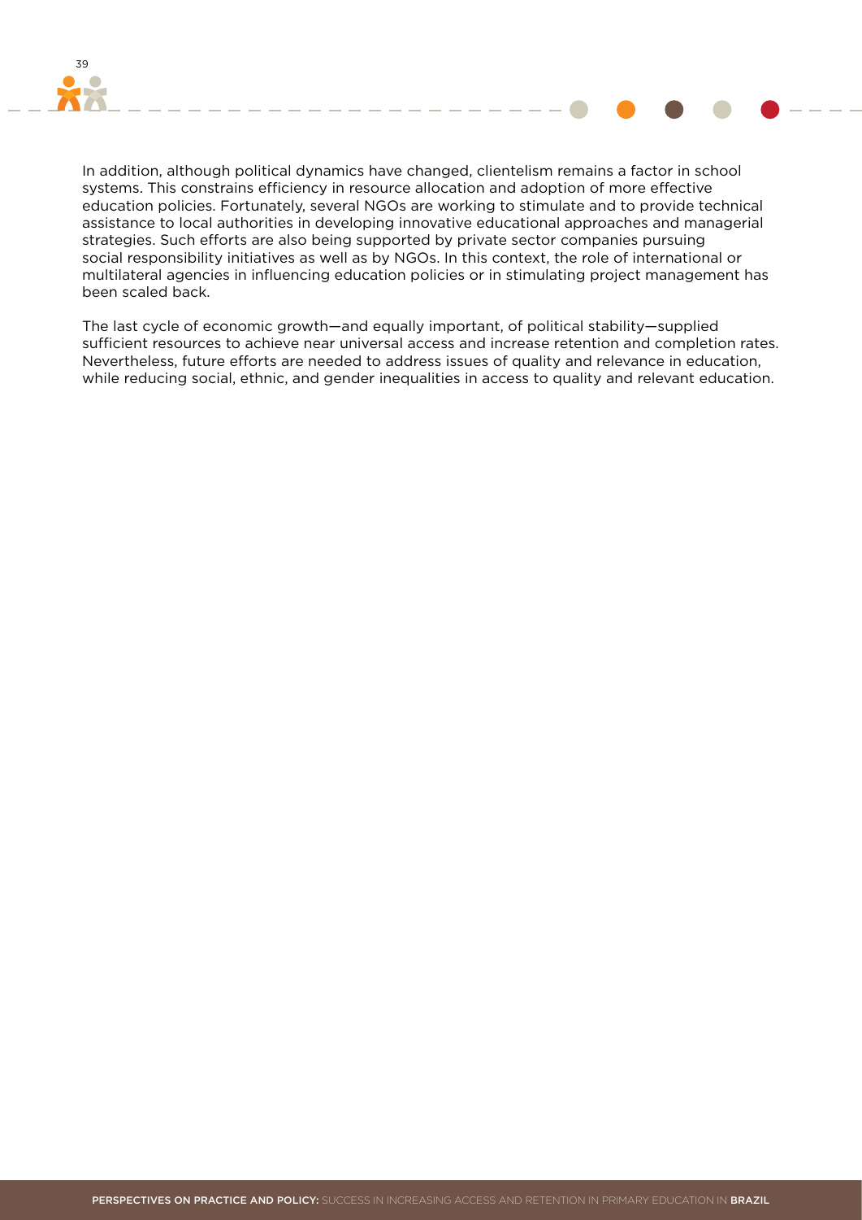In addition, although political dynamics have changed, clientelism remains a factor in school systems. This constrains efficiency in resource allocation and adoption of more effective education policies. Fortunately, several NGOs are working to stimulate and to provide technical assistance to local authorities in developing innovative educational approaches and managerial strategies. Such efforts are also being supported by private sector companies pursuing social responsibility initiatives as well as by NGOs. In this context, the role of international or multilateral agencies in influencing education policies or in stimulating project management has been scaled back.

The last cycle of economic growth—and equally important, of political stability—supplied sufficient resources to achieve near universal access and increase retention and completion rates. Nevertheless, future efforts are needed to address issues of quality and relevance in education, while reducing social, ethnic, and gender inequalities in access to quality and relevant education.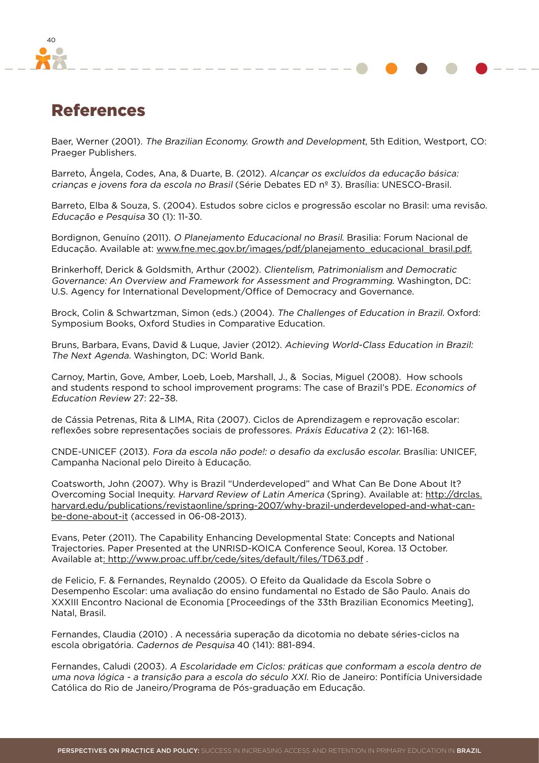# References

Baer, Werner (2001). *The Brazilian Economy. Growth and Development*, 5th Edition, Westport, CO: Praeger Publishers.

Barreto, Ângela, Codes, Ana, & Duarte, B. (2012). *Alcançar os excluídos da educação básica: crianças e jovens fora da escola no Brasil* (Série Debates ED nº 3). Brasília: UNESCO-Brasil.

Barreto, Elba & Souza, S. (2004). Estudos sobre ciclos e progressão escolar no Brasil: uma revisão. *Educação e Pesquisa* 30 (1): 11-30.

Bordignon, Genuíno (2011). *O Planejamento Educacional no Brasil.* Brasilia: Forum Nacional de Educação. Available at: www.fne.mec.gov.br/images/pdf/planejamento_educacional_brasil.pdf.

Brinkerhoff, Derick & Goldsmith, Arthur (2002). *Clientelism, Patrimonialism and Democratic Governance: An Overview and Framework for Assessment and Programming.* Washington, DC: U.S. Agency for International Development/Office of Democracy and Governance.

Brock, Colin & Schwartzman, Simon (eds.) (2004). *The Challenges of Education in Brazil.* Oxford: Symposium Books, Oxford Studies in Comparative Education.

Bruns, Barbara, Evans, David & Luque, Javier (2012). *Achieving World-Class Education in Brazil: The Next Agenda.* Washington, DC: World Bank.

Carnoy, Martin, Gove, Amber, Loeb, Loeb, Marshall, J., & Socias, Miguel (2008). How schools and students respond to school improvement programs: The case of Brazil's PDE. *Economics of Education Review* 27: 22–38.

de Cássia Petrenas, Rita & LIMA, Rita (2007). Ciclos de Aprendizagem e reprovação escolar: reflexões sobre representações sociais de professores. *Práxis Educativa* 2 (2): 161-168.

CNDE-UNICEF (2013). *Fora da escola não pode!: o desafio da exclusão escolar.* Brasília: UNICEF, Campanha Nacional pelo Direito à Educação.

Coatsworth, John (2007). Why is Brazil "Underdeveloped" and What Can Be Done About It? Overcoming Social Inequity. *Harvard Review of Latin America* (Spring). Available at: http://drclas.harvard.edu/publications/revistaonline/spring-2007/why-brazil-underdeveloped-and-what-can-be-done-about-it (accessed in 06-08-2013).

Evans, Peter (2011). The Capability Enhancing Developmental State: Concepts and National Trajectories. Paper Presented at the UNRISD-KOICA Conference Seoul, Korea. 13 October. Available at: http://www.proac.uff.br/cede/sites/default/files/TD63.pdf .

de Felicio, F. & Fernandes, Reynaldo (2005). O Efeito da Qualidade da Escola Sobre o Desempenho Escolar: uma avaliação do ensino fundamental no Estado de São Paulo. Anais do XXXIII Encontro Nacional de Economia [Proceedings of the 33th Brazilian Economics Meeting], Natal, Brasil.

Fernandes, Claudia (2010) . A necessária superação da dicotomia no debate séries-ciclos na escola obrigatória. *Cadernos de Pesquisa* 40 (141): 881-894.

Fernandes, Caludi (2003). *A Escolaridade em Ciclos: práticas que conformam a escola dentro de uma nova lógica - a transição para a escola do século XXI.* Rio de Janeiro: Pontifícia Universidade Católica do Rio de Janeiro/Programa de Pós-graduação em Educação.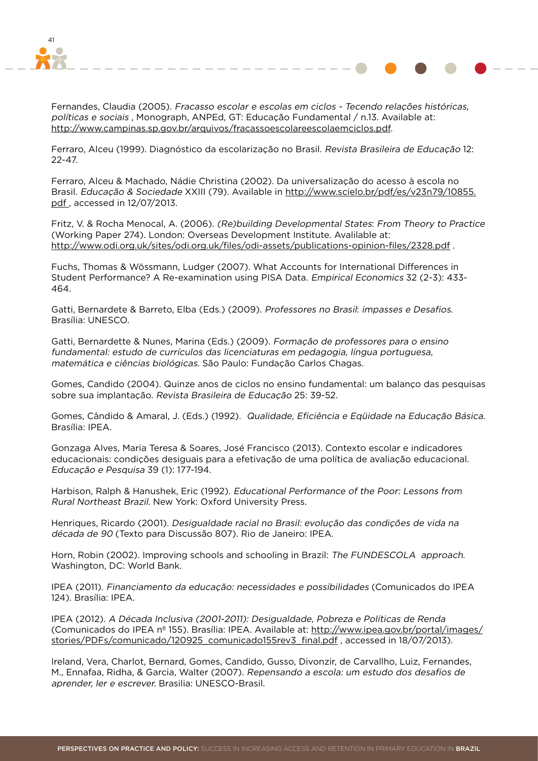Fernandes, Claudia (2005). *Fracasso escolar e escolas em ciclos - Tecendo relações históricas, políticas e sociais* , Monograph, ANPEd, GT: Educação Fundamental / n.13. Available at: http://www.campinas.sp.gov.br/arquivos/fracassoescolareescolaemciclos.pdf.

Ferraro, Alceu (1999). Diagnóstico da escolarização no Brasil. *Revista Brasileira de Educação* 12: 22-47.

Ferraro, Alceu & Machado, Nádie Christina (2002). Da universalização do acesso à escola no Brasil. *Educação & Sociedade* XXIII (79). Available in http://www.scielo.br/pdf/es/v23n79/10855.pdf , accessed in 12/07/2013.

Fritz, V. & Rocha Menocal, A. (2006). *(Re)building Developmental States*: *From Theory to Practice* (Working Paper 274). London: Overseas Development Institute. Avalilable at: http://www.odi.org.uk/sites/odi.org.uk/files/odi-assets/publications-opinion-files/2328.pdf .

Fuchs, Thomas & Wössmann, Ludger (2007). What Accounts for International Differences in Student Performance? A Re-examination using PISA Data. *Empirical Economics* 32 (2-3): 433-464.

Gatti, Bernardete & Barreto, Elba (Eds.) (2009). *Professores no Brasil*: *impasses e Desafios.* Brasília: UNESCO.

Gatti, Bernardette & Nunes, Marina (Eds.) (2009). *Formação de professores para o ensino fundamental: estudo de currículos das licenciaturas em pedagogia, língua portuguesa, matemática e ciências biológicas.* São Paulo: Fundação Carlos Chagas.

Gomes, Candido (2004). Quinze anos de ciclos no ensino fundamental: um balanço das pesquisas sobre sua implantação. *Revista Brasileira de Educação* 25: 39-52.

Gomes, Cândido & Amaral, J. (Eds.) (1992). *Qualidade, Eficiência e Eqüidade na Educação Básica.* Brasília: IPEA.

Gonzaga Alves, Maria Teresa & Soares, José Francisco (2013). Contexto escolar e indicadores educacionais: condições desiguais para a efetivação de uma política de avaliação educacional. *Educação e Pesquisa* 39 (1): 177-194.

Harbison, Ralph & Hanushek, Eric (1992). *Educational Performance of the Poor: Lessons from Rural Northeast Brazil.* New York: Oxford University Press.

Henriques, Ricardo (2001). *Desigualdade racial no Brasil: evolução das condições de vida na década de 90* (Texto para Discussão 807). Rio de Janeiro: IPEA.

Horn, Robin (2002). Improving schools and schooling in Brazil: *The FUNDESCOLA approach.* Washington, DC: World Bank.

IPEA (2011). *Financiamento da educação: necessidades e possibilidades* (Comunicados do IPEA 124). Brasília: IPEA.

IPEA (2012). *A Década Inclusiva (2001-2011): Desigualdade, Pobreza e Políticas de Renda* (Comunicados do IPEA nº 155). Brasília: IPEA. Available at: http://www.ipea.gov.br/portal/images/stories/PDFs/comunicado/120925_comunicado155rev3_final.pdf , accessed in 18/07/2013).

Ireland, Vera, Charlot, Bernard, Gomes, Candido, Gusso, Divonzir, de Carvallho, Luiz, Fernandes, M., Ennafaa, Ridha, & Garcia, Walter (2007). *Repensando a escola: um estudo dos desafios de aprender, ler e escrever.* Brasilia: UNESCO-Brasil.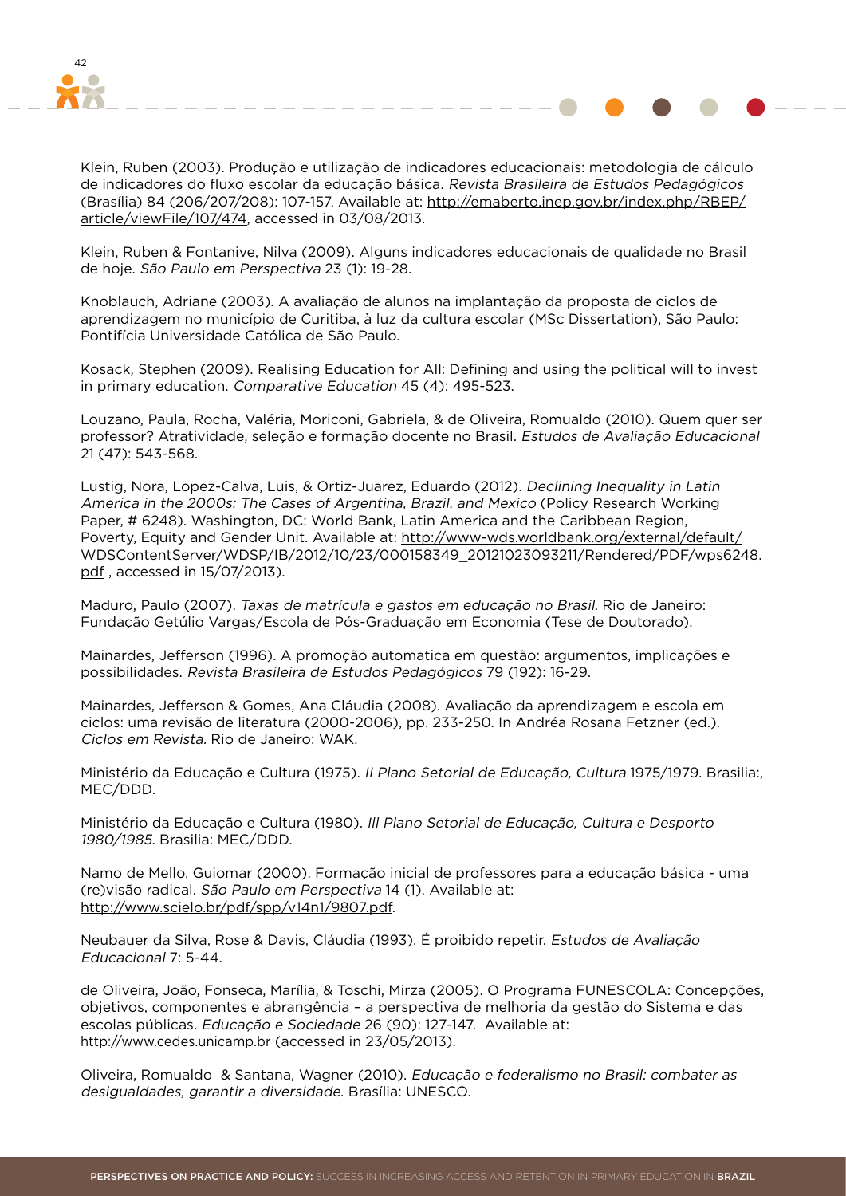Klein, Ruben (2003). Produção e utilização de indicadores educacionais: metodologia de cálculo de indicadores do fluxo escolar da educação básica. *Revista Brasileira de Estudos Pedagógicos* (Brasília) 84 (206/207/208): 107-157. Available at: http://emaberto.inep.gov.br/index.php/RBEP/article/viewFile/107/474, accessed in 03/08/2013.

Klein, Ruben & Fontanive, Nilva (2009). Alguns indicadores educacionais de qualidade no Brasil de hoje. *São Paulo em Perspectiva* 23 (1): 19-28.

Knoblauch, Adriane (2003). A avaliação de alunos na implantação da proposta de ciclos de aprendizagem no município de Curitiba, à luz da cultura escolar (MSc Dissertation), São Paulo: Pontifícia Universidade Católica de São Paulo.

Kosack, Stephen (2009). Realising Education for All: Defining and using the political will to invest in primary education. *Comparative Education* 45 (4): 495-523.

Louzano, Paula, Rocha, Valéria, Moriconi, Gabriela, & de Oliveira, Romualdo (2010). Quem quer ser professor? Atratividade, seleção e formação docente no Brasil. *Estudos de Avaliação Educacional* 21 (47): 543-568.

Lustig, Nora, Lopez-Calva, Luis, & Ortiz-Juarez, Eduardo (2012). *Declining Inequality in Latin America in the 2000s: The Cases of Argentina, Brazil, and Mexico* (Policy Research Working Paper, # 6248). Washington, DC: World Bank, Latin America and the Caribbean Region, Poverty, Equity and Gender Unit. Available at: http://www-wds.worldbank.org/external/default/WDSContentServer/WDSP/IB/2012/10/23/000158349_20121023093211/Rendered/PDF/wps6248.pdf , accessed in 15/07/2013).

Maduro, Paulo (2007). *Taxas de matrícula e gastos em educação no Brasil*. Rio de Janeiro: Fundação Getúlio Vargas/Escola de Pós-Graduação em Economia (Tese de Doutorado).

Mainardes, Jefferson (1996). A promoção automatica em questão: argumentos, implicações e possibilidades. *Revista Brasileira de Estudos Pedagógicos* 79 (192): 16-29.

Mainardes, Jefferson & Gomes, Ana Cláudia (2008). Avaliação da aprendizagem e escola em ciclos: uma revisão de literatura (2000-2006), pp. 233-250. In Andréa Rosana Fetzner (ed.). *Ciclos em Revista*. Rio de Janeiro: WAK.

Ministério da Educação e Cultura (1975). *II Plano Setorial de Educação, Cultura* 1975/1979. Brasilia:, MEC/DDD.

Ministério da Educação e Cultura (1980). *III Plano Setorial de Educação, Cultura e Desporto 1980/1985*. Brasilia: MEC/DDD.

Namo de Mello, Guiomar (2000). Formação inicial de professores para a educação básica - uma (re)visão radical. *São Paulo em Perspectiva* 14 (1). Available at: http://www.scielo.br/pdf/spp/v14n1/9807.pdf.

Neubauer da Silva, Rose & Davis, Cláudia (1993). É proibido repetir. *Estudos de Avaliação Educacional* 7: 5-44.

de Oliveira, João, Fonseca, Marília, & Toschi, Mirza (2005). O Programa FUNESCOLA: Concepções, objetivos, componentes e abrangência – a perspectiva de melhoria da gestão do Sistema e das escolas públicas. *Educação e Sociedade* 26 (90): 127-147. Available at: http://www.cedes.unicamp.br (accessed in 23/05/2013).

Oliveira, Romualdo & Santana, Wagner (2010). *Educação e federalismo no Brasil: combater as desigualdades, garantir a diversidade*. Brasília: UNESCO.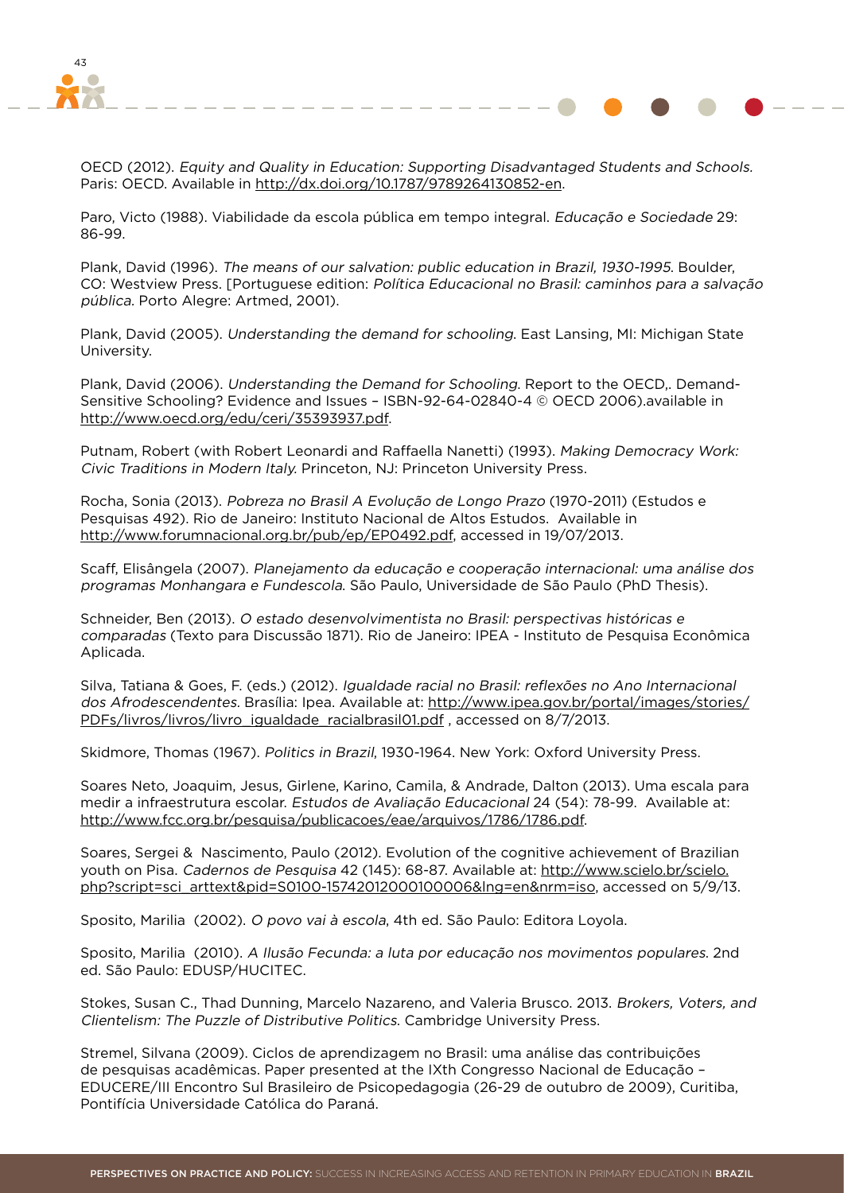OECD (2012). *Equity and Quality in Education: Supporting Disadvantaged Students and Schools.* Paris: OECD. Available in http://dx.doi.org/10.1787/9789264130852-en.

Paro, Victo (1988). Viabilidade da escola pública em tempo integral. *Educação e Sociedade* 29: 86-99.

Plank, David (1996). *The means of our salvation: public education in Brazil, 1930-1995.* Boulder, CO: Westview Press. [Portuguese edition: *Política Educacional no Brasil: caminhos para a salvação pública.* Porto Alegre: Artmed, 2001).

Plank, David (2005). *Understanding the demand for schooling.* East Lansing, MI: Michigan State University.

Plank, David (2006). *Understanding the Demand for Schooling.* Report to the OECD,. Demand-Sensitive Schooling? Evidence and Issues – ISBN-92-64-02840-4 © OECD 2006).available in http://www.oecd.org/edu/ceri/35393937.pdf.

Putnam, Robert (with Robert Leonardi and Raffaella Nanetti) (1993). *Making Democracy Work: Civic Traditions in Modern Italy.* Princeton, NJ: Princeton University Press.

Rocha, Sonia (2013). *Pobreza no Brasil A Evolução de Longo Prazo* (1970-2011) (Estudos e Pesquisas 492). Rio de Janeiro: Instituto Nacional de Altos Estudos. Available in http://www.forumnacional.org.br/pub/ep/EP0492.pdf, accessed in 19/07/2013.

Scaff, Elisângela (2007). *Planejamento da educação e cooperação internacional: uma análise dos programas Monhangara e Fundescola.* São Paulo, Universidade de São Paulo (PhD Thesis).

Schneider, Ben (2013). *O estado desenvolvimentista no Brasil: perspectivas históricas e comparadas* (Texto para Discussão 1871). Rio de Janeiro: IPEA - Instituto de Pesquisa Econômica Aplicada.

Silva, Tatiana & Goes, F. (eds.) (2012). *Igualdade racial no Brasil: reflexões no Ano Internacional dos Afrodescendentes.* Brasília: Ipea. Available at: http://www.ipea.gov.br/portal/images/stories/PDFs/livros/livros/livro_igualdade_racialbrasil01.pdf , accessed on 8/7/2013.

Skidmore, Thomas (1967). *Politics in Brazil*, 1930-1964. New York: Oxford University Press.

Soares Neto, Joaquim, Jesus, Girlene, Karino, Camila, & Andrade, Dalton (2013). Uma escala para medir a infraestrutura escolar. *Estudos de Avaliação Educacional* 24 (54): 78-99. Available at: http://www.fcc.org.br/pesquisa/publicacoes/eae/arquivos/1786/1786.pdf.

Soares, Sergei & Nascimento, Paulo (2012). Evolution of the cognitive achievement of Brazilian youth on Pisa. *Cadernos de Pesquisa* 42 (145): 68-87. Available at: http://www.scielo.br/scielo.php?script=sci_arttext&pid=S0100-15742012000100006&lng=en&nrm=iso, accessed on 5/9/13.

Sposito, Marilia (2002). *O povo vai à escola*, 4th ed. São Paulo: Editora Loyola.

Sposito, Marilia (2010). *A Ilusão Fecunda: a luta por educação nos movimentos populares.* 2nd ed. São Paulo: EDUSP/HUCITEC.

Stokes, Susan C., Thad Dunning, Marcelo Nazareno, and Valeria Brusco. 2013. *Brokers, Voters, and Clientelism: The Puzzle of Distributive Politics.* Cambridge University Press.

Stremel, Silvana (2009). Ciclos de aprendizagem no Brasil: uma análise das contribuições de pesquisas acadêmicas. Paper presented at the IXth Congresso Nacional de Educação – EDUCERE/III Encontro Sul Brasileiro de Psicopedagogia (26-29 de outubro de 2009), Curitiba, Pontifícia Universidade Católica do Paraná.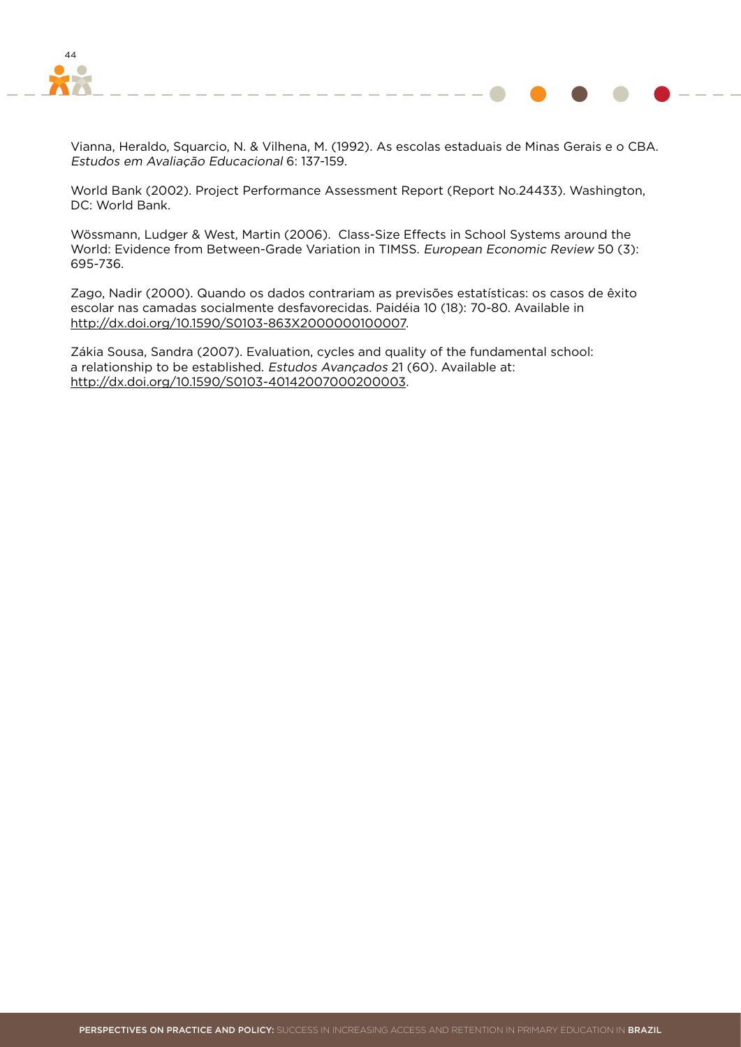Vianna, Heraldo, Squarcio, N. & Vilhena, M. (1992). As escolas estaduais de Minas Gerais e o CBA. *Estudos em Avaliação Educacional* 6: 137-159.

World Bank (2002). Project Performance Assessment Report (Report No.24433). Washington, DC: World Bank.

Wössmann, Ludger & West, Martin (2006). Class-Size Effects in School Systems around the World: Evidence from Between-Grade Variation in TIMSS. *European Economic Review* 50 (3): 695-736.

Zago, Nadir (2000). Quando os dados contrariam as previsões estatísticas: os casos de êxito escolar nas camadas socialmente desfavorecidas. Paidéia 10 (18): 70-80. Available in http://dx.doi.org/10.1590/S0103-863X2000000100007.

Zákia Sousa, Sandra (2007). Evaluation, cycles and quality of the fundamental school: a relationship to be established. *Estudos Avançados* 21 (60). Available at: http://dx.doi.org/10.1590/S0103-40142007000200003.